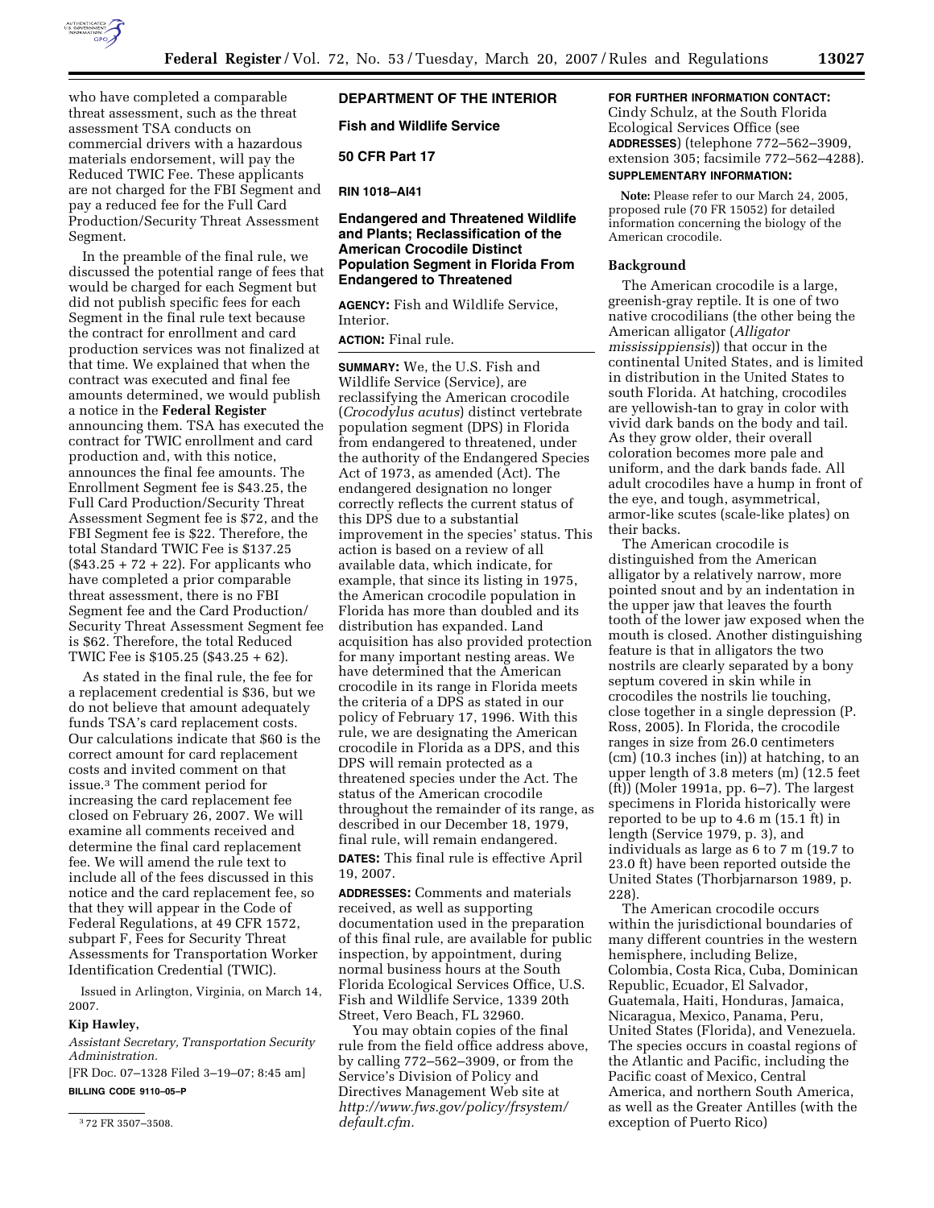who have completed a comparable threat assessment, such as the threat assessment TSA conducts on commercial drivers with a hazardous materials endorsement, will pay the Reduced TWIC Fee. These applicants are not charged for the FBI Segment and pay a reduced fee for the Full Card Production/Security Threat Assessment Segment.

In the preamble of the final rule, we discussed the potential range of fees that would be charged for each Segment but did not publish specific fees for each Segment in the final rule text because the contract for enrollment and card production services was not finalized at that time. We explained that when the contract was executed and final fee amounts determined, we would publish a notice in the **Federal Register** announcing them. TSA has executed the contract for TWIC enrollment and card production and, with this notice, announces the final fee amounts. The Enrollment Segment fee is $43.25, the Full Card Production/Security Threat Assessment Segment fee is $72, and the FBI Segment fee is $22. Therefore, the total Standard TWIC Fee is $137.25 ($43.25 + 72 + 22). For applicants who have completed a prior comparable threat assessment, there is no FBI Segment fee and the Card Production/Security Threat Assessment Segment fee is $62. Therefore, the total Reduced TWIC Fee is $105.25 ($43.25 + 62).

As stated in the final rule, the fee for a replacement credential is $36, but we do not believe that amount adequately funds TSA's card replacement costs. Our calculations indicate that $60 is the correct amount for card replacement costs and invited comment on that issue.[3] The comment period for increasing the card replacement fee closed on February 26, 2007. We will examine all comments received and determine the final card replacement fee. We will amend the rule text to include all of the fees discussed in this notice and the card replacement fee, so that they will appear in the Code of Federal Regulations, at 49 CFR 1572, subpart F, Fees for Security Threat Assessments for Transportation Worker Identification Credential (TWIC).

Issued in Arlington, Virginia, on March 14, 2007.

**Kip Hawley,**

*Assistant Secretary, Transportation Security Administration.*

[FR Doc. 07–1328 Filed 3–19–07; 8:45 am]

**BILLING CODE 9110–05–P**

[3] 72 FR 3507–3508.

**DEPARTMENT OF THE INTERIOR**

**Fish and Wildlife Service**

**50 CFR Part 17**

**RIN 1018–AI41**

## Endangered and Threatened Wildlife and Plants; Reclassification of the American Crocodile Distinct Population Segment in Florida From Endangered to Threatened

**AGENCY:** Fish and Wildlife Service, Interior.

**ACTION:** Final rule.

**SUMMARY:** We, the U.S. Fish and Wildlife Service (Service), are reclassifying the American crocodile (*Crocodylus acutus*) distinct vertebrate population segment (DPS) in Florida from endangered to threatened, under the authority of the Endangered Species Act of 1973, as amended (Act). The endangered designation no longer correctly reflects the current status of this DPS due to a substantial improvement in the species' status. This action is based on a review of all available data, which indicate, for example, that since its listing in 1975, the American crocodile population in Florida has more than doubled and its distribution has expanded. Land acquisition has also provided protection for many important nesting areas. We have determined that the American crocodile in its range in Florida meets the criteria of a DPS as stated in our policy of February 17, 1996. With this rule, we are designating the American crocodile in Florida as a DPS, and this DPS will remain protected as a threatened species under the Act. The status of the American crocodile throughout the remainder of its range, as described in our December 18, 1979, final rule, will remain endangered.

**DATES:** This final rule is effective April 19, 2007.

**ADDRESSES:** Comments and materials received, as well as supporting documentation used in the preparation of this final rule, are available for public inspection, by appointment, during normal business hours at the South Florida Ecological Services Office, U.S. Fish and Wildlife Service, 1339 20th Street, Vero Beach, FL 32960.

You may obtain copies of the final rule from the field office address above, by calling 772–562–3909, or from the Service's Division of Policy and Directives Management Web site at *http://www.fws.gov/policy/frsystem/default.cfm.*

**FOR FURTHER INFORMATION CONTACT:** Cindy Schulz, at the South Florida Ecological Services Office (see **ADDRESSES**) (telephone 772–562–3909, extension 305; facsimile 772–562–4288).

**SUPPLEMENTARY INFORMATION:**

**Note:** Please refer to our March 24, 2005, proposed rule (70 FR 15052) for detailed information concerning the biology of the American crocodile.

### Background

The American crocodile is a large, greenish-gray reptile. It is one of two native crocodilians (the other being the American alligator (*Alligator mississippiensis*)) that occur in the continental United States, and is limited in distribution in the United States to south Florida. At hatching, crocodiles are yellowish-tan to gray in color with vivid dark bands on the body and tail. As they grow older, their overall coloration becomes more pale and uniform, and the dark bands fade. All adult crocodiles have a hump in front of the eye, and tough, asymmetrical, armor-like scutes (scale-like plates) on their backs.

The American crocodile is distinguished from the American alligator by a relatively narrow, more pointed snout and by an indentation in the upper jaw that leaves the fourth tooth of the lower jaw exposed when the mouth is closed. Another distinguishing feature is that in alligators the two nostrils are clearly separated by a bony septum covered in skin while in crocodiles the nostrils lie touching, close together in a single depression (P. Ross, 2005). In Florida, the crocodile ranges in size from 26.0 centimeters (cm) (10.3 inches (in)) at hatching, to an upper length of 3.8 meters (m) (12.5 feet (ft)) (Moler 1991a, pp. 6–7). The largest specimens in Florida historically were reported to be up to 4.6 m (15.1 ft) in length (Service 1979, p. 3), and individuals as large as 6 to 7 m (19.7 to 23.0 ft) have been reported outside the United States (Thorbjarnarson 1989, p. 228).

The American crocodile occurs within the jurisdictional boundaries of many different countries in the western hemisphere, including Belize, Colombia, Costa Rica, Cuba, Dominican Republic, Ecuador, El Salvador, Guatemala, Haiti, Honduras, Jamaica, Nicaragua, Mexico, Panama, Peru, United States (Florida), and Venezuela. The species occurs in coastal regions of the Atlantic and Pacific, including the Pacific coast of Mexico, Central America, and northern South America, as well as the Greater Antilles (with the exception of Puerto Rico)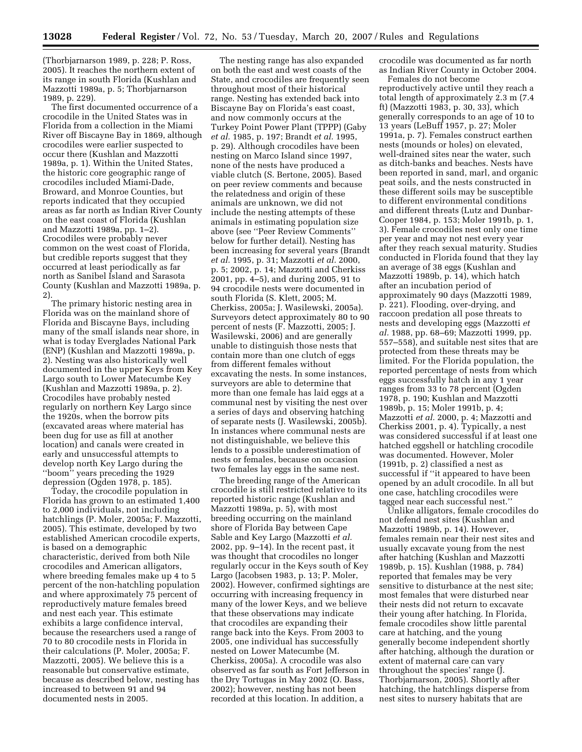(Thorbjarnarson 1989, p. 228; P. Ross, 2005). It reaches the northern extent of its range in south Florida (Kushlan and Mazzotti 1989a, p. 5; Thorbjarnarson 1989, p. 229).

The first documented occurrence of a crocodile in the United States was in Florida from a collection in the Miami River off Biscayne Bay in 1869, although crocodiles were earlier suspected to occur there (Kushlan and Mazzotti 1989a, p. 1). Within the United States, the historic core geographic range of crocodiles included Miami-Dade, Broward, and Monroe Counties, but reports indicated that they occupied areas as far north as Indian River County on the east coast of Florida (Kushlan and Mazzotti 1989a, pp. 1–2). Crocodiles were probably never common on the west coast of Florida, but credible reports suggest that they occurred at least periodically as far north as Sanibel Island and Sarasota County (Kushlan and Mazzotti 1989a, p. 2).

The primary historic nesting area in Florida was on the mainland shore of Florida and Biscayne Bays, including many of the small islands near shore, in what is today Everglades National Park (ENP) (Kushlan and Mazzotti 1989a, p. 2). Nesting was also historically well documented in the upper Keys from Key Largo south to Lower Matecumbe Key (Kushlan and Mazzotti 1989a, p. 2). Crocodiles have probably nested regularly on northern Key Largo since the 1920s, when the borrow pits (excavated areas where material has been dug for use as fill at another location) and canals were created in early and unsuccessful attempts to develop north Key Largo during the ''boom'' years preceding the 1929 depression (Ogden 1978, p. 185).

Today, the crocodile population in Florida has grown to an estimated 1,400 to 2,000 individuals, not including hatchlings (P. Moler, 2005a; F. Mazzotti, 2005). This estimate, developed by two established American crocodile experts, is based on a demographic characteristic, derived from both Nile crocodiles and American alligators, where breeding females make up 4 to 5 percent of the non-hatchling population and where approximately 75 percent of reproductively mature females breed and nest each year. This estimate exhibits a large confidence interval, because the researchers used a range of 70 to 80 crocodile nests in Florida in their calculations (P. Moler, 2005a; F. Mazzotti, 2005). We believe this is a reasonable but conservative estimate, because as described below, nesting has increased to between 91 and 94 documented nests in 2005.

The nesting range has also expanded on both the east and west coasts of the State, and crocodiles are frequently seen throughout most of their historical range. Nesting has extended back into Biscayne Bay on Florida's east coast, and now commonly occurs at the Turkey Point Power Plant (TPPP) (Gaby *et al.* 1985, p. 197; Brandt *et al.* 1995, p. 29). Although crocodiles have been nesting on Marco Island since 1997, none of the nests have produced a viable clutch (S. Bertone, 2005). Based on peer review comments and because the relatedness and origin of these animals are unknown, we did not include the nesting attempts of these animals in estimating population size above (see ''Peer Review Comments'' below for further detail). Nesting has been increasing for several years (Brandt *et al.* 1995, p. 31; Mazzotti *et al.* 2000, p. 5; 2002, p. 14; Mazzotti and Cherkiss 2001, pp. 4–5), and during 2005, 91 to 94 crocodile nests were documented in south Florida (S. Klett, 2005; M. Cherkiss, 2005a; J. Wasilewski, 2005a). Surveyors detect approximately 80 to 90 percent of nests (F. Mazzotti, 2005; J. Wasilewski, 2006) and are generally unable to distinguish those nests that contain more than one clutch of eggs from different females without excavating the nests. In some instances, surveyors are able to determine that more than one female has laid eggs at a communal nest by visiting the nest over a series of days and observing hatching of separate nests (J. Wasilewski, 2005b). In instances where communal nests are not distinguishable, we believe this lends to a possible underestimation of nests or females, because on occasion two females lay eggs in the same nest.

The breeding range of the American crocodile is still restricted relative to its reported historic range (Kushlan and Mazzotti 1989a, p. 5), with most breeding occurring on the mainland shore of Florida Bay between Cape Sable and Key Largo (Mazzotti *et al.* 2002, pp. 9–14). In the recent past, it was thought that crocodiles no longer regularly occur in the Keys south of Key Largo (Jacobsen 1983, p. 13; P. Moler, 2002). However, confirmed sightings are occurring with increasing frequency in many of the lower Keys, and we believe that these observations may indicate that crocodiles are expanding their range back into the Keys. From 2003 to 2005, one individual has successfully nested on Lower Matecumbe (M. Cherkiss, 2005a). A crocodile was also observed as far south as Fort Jefferson in the Dry Tortugas in May 2002 (O. Bass, 2002); however, nesting has not been recorded at this location. In addition, a crocodile was documented as far north as Indian River County in October 2004.

Females do not become reproductively active until they reach a total length of approximately 2.3 m (7.4 ft) (Mazzotti 1983, p. 30, 33), which generally corresponds to an age of 10 to 13 years (LeBuff 1957, p. 27; Moler 1991a, p. 7). Females construct earthen nests (mounds or holes) on elevated, well-drained sites near the water, such as ditch-banks and beaches. Nests have been reported in sand, marl, and organic peat soils, and the nests constructed in these different soils may be susceptible to different environmental conditions and different threats (Lutz and Dunbar-Cooper 1984, p. 153; Moler 1991b, p. 1, 3). Female crocodiles nest only one time per year and may not nest every year after they reach sexual maturity. Studies conducted in Florida found that they lay an average of 38 eggs (Kushlan and Mazzotti 1989b, p. 14), which hatch after an incubation period of approximately 90 days (Mazzotti 1989, p. 221). Flooding, over-drying, and raccoon predation all pose threats to nests and developing eggs (Mazzotti *et al.* 1988, pp. 68–69; Mazzotti 1999, pp. 557–558), and suitable nest sites that are protected from these threats may be limited. For the Florida population, the reported percentage of nests from which eggs successfully hatch in any 1 year ranges from 33 to 78 percent (Ogden 1978, p. 190; Kushlan and Mazzotti 1989b, p. 15; Moler 1991b, p. 4; Mazzotti *et al.* 2000, p. 4; Mazzotti and Cherkiss 2001, p. 4). Typically, a nest was considered successful if at least one hatched eggshell or hatchling crocodile was documented. However, Moler (1991b, p. 2) classified a nest as successful if ''it appeared to have been opened by an adult crocodile. In all but one case, hatchling crocodiles were tagged near each successful nest.''

Unlike alligators, female crocodiles do not defend nest sites (Kushlan and Mazzotti 1989b, p. 14). However, females remain near their nest sites and usually excavate young from the nest after hatching (Kushlan and Mazzotti 1989b, p. 15). Kushlan (1988, p. 784) reported that females may be very sensitive to disturbance at the nest site; most females that were disturbed near their nests did not return to excavate their young after hatching. In Florida, female crocodiles show little parental care at hatching, and the young generally become independent shortly after hatching, although the duration or extent of maternal care can vary throughout the species' range (J. Thorbjarnarson, 2005). Shortly after hatching, the hatchlings disperse from nest sites to nursery habitats that are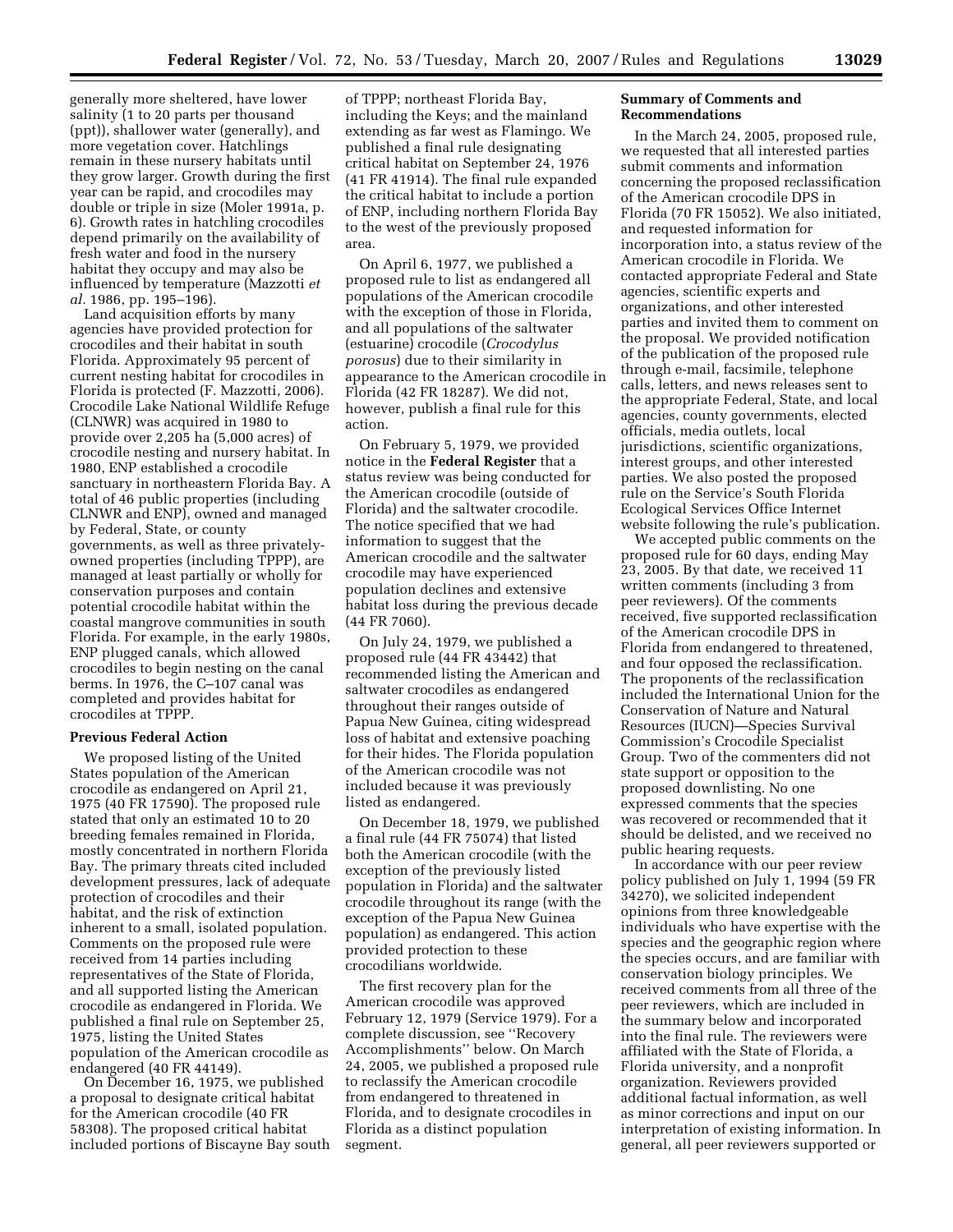generally more sheltered, have lower salinity (1 to 20 parts per thousand (ppt)), shallower water (generally), and more vegetation cover. Hatchlings remain in these nursery habitats until they grow larger. Growth during the first year can be rapid, and crocodiles may double or triple in size (Moler 1991a, p. 6). Growth rates in hatchling crocodiles depend primarily on the availability of fresh water and food in the nursery habitat they occupy and may also be influenced by temperature (Mazzotti *et al.* 1986, pp. 195–196).

Land acquisition efforts by many agencies have provided protection for crocodiles and their habitat in south Florida. Approximately 95 percent of current nesting habitat for crocodiles in Florida is protected (F. Mazzotti, 2006). Crocodile Lake National Wildlife Refuge (CLNWR) was acquired in 1980 to provide over 2,205 ha (5,000 acres) of crocodile nesting and nursery habitat. In 1980, ENP established a crocodile sanctuary in northeastern Florida Bay. A total of 46 public properties (including CLNWR and ENP), owned and managed by Federal, State, or county governments, as well as three privately-owned properties (including TPPP), are managed at least partially or wholly for conservation purposes and contain potential crocodile habitat within the coastal mangrove communities in south Florida. For example, in the early 1980s, ENP plugged canals, which allowed crocodiles to begin nesting on the canal berms. In 1976, the C–107 canal was completed and provides habitat for crocodiles at TPPP.

**Previous Federal Action**

We proposed listing of the United States population of the American crocodile as endangered on April 21, 1975 (40 FR 17590). The proposed rule stated that only an estimated 10 to 20 breeding females remained in Florida, mostly concentrated in northern Florida Bay. The primary threats cited included development pressures, lack of adequate protection of crocodiles and their habitat, and the risk of extinction inherent to a small, isolated population. Comments on the proposed rule were received from 14 parties including representatives of the State of Florida, and all supported listing the American crocodile as endangered in Florida. We published a final rule on September 25, 1975, listing the United States population of the American crocodile as endangered (40 FR 44149).

On December 16, 1975, we published a proposal to designate critical habitat for the American crocodile (40 FR 58308). The proposed critical habitat included portions of Biscayne Bay south of TPPP; northeast Florida Bay, including the Keys; and the mainland extending as far west as Flamingo. We published a final rule designating critical habitat on September 24, 1976 (41 FR 41914). The final rule expanded the critical habitat to include a portion of ENP, including northern Florida Bay to the west of the previously proposed area.

On April 6, 1977, we published a proposed rule to list as endangered all populations of the American crocodile with the exception of those in Florida, and all populations of the saltwater (estuarine) crocodile (*Crocodylus porosus*) due to their similarity in appearance to the American crocodile in Florida (42 FR 18287). We did not, however, publish a final rule for this action.

On February 5, 1979, we provided notice in the **Federal Register** that a status review was being conducted for the American crocodile (outside of Florida) and the saltwater crocodile. The notice specified that we had information to suggest that the American crocodile and the saltwater crocodile may have experienced population declines and extensive habitat loss during the previous decade (44 FR 7060).

On July 24, 1979, we published a proposed rule (44 FR 43442) that recommended listing the American and saltwater crocodiles as endangered throughout their ranges outside of Papua New Guinea, citing widespread loss of habitat and extensive poaching for their hides. The Florida population of the American crocodile was not included because it was previously listed as endangered.

On December 18, 1979, we published a final rule (44 FR 75074) that listed both the American crocodile (with the exception of the previously listed population in Florida) and the saltwater crocodile throughout its range (with the exception of the Papua New Guinea population) as endangered. This action provided protection to these crocodilians worldwide.

The first recovery plan for the American crocodile was approved February 12, 1979 (Service 1979). For a complete discussion, see ''Recovery Accomplishments'' below. On March 24, 2005, we published a proposed rule to reclassify the American crocodile from endangered to threatened in Florida, and to designate crocodiles in Florida as a distinct population segment.

**Summary of Comments and Recommendations**

In the March 24, 2005, proposed rule, we requested that all interested parties submit comments and information concerning the proposed reclassification of the American crocodile DPS in Florida (70 FR 15052). We also initiated, and requested information for incorporation into, a status review of the American crocodile in Florida. We contacted appropriate Federal and State agencies, scientific experts and organizations, and other interested parties and invited them to comment on the proposal. We provided notification of the publication of the proposed rule through e-mail, facsimile, telephone calls, letters, and news releases sent to the appropriate Federal, State, and local agencies, county governments, elected officials, media outlets, local jurisdictions, scientific organizations, interest groups, and other interested parties. We also posted the proposed rule on the Service's South Florida Ecological Services Office Internet website following the rule's publication.

We accepted public comments on the proposed rule for 60 days, ending May 23, 2005. By that date, we received 11 written comments (including 3 from peer reviewers). Of the comments received, five supported reclassification of the American crocodile DPS in Florida from endangered to threatened, and four opposed the reclassification. The proponents of the reclassification included the International Union for the Conservation of Nature and Natural Resources (IUCN)—Species Survival Commission's Crocodile Specialist Group. Two of the commenters did not state support or opposition to the proposed downlisting. No one expressed comments that the species was recovered or recommended that it should be delisted, and we received no public hearing requests.

In accordance with our peer review policy published on July 1, 1994 (59 FR 34270), we solicited independent opinions from three knowledgeable individuals who have expertise with the species and the geographic region where the species occurs, and are familiar with conservation biology principles. We received comments from all three of the peer reviewers, which are included in the summary below and incorporated into the final rule. The reviewers were affiliated with the State of Florida, a Florida university, and a nonprofit organization. Reviewers provided additional factual information, as well as minor corrections and input on our interpretation of existing information. In general, all peer reviewers supported or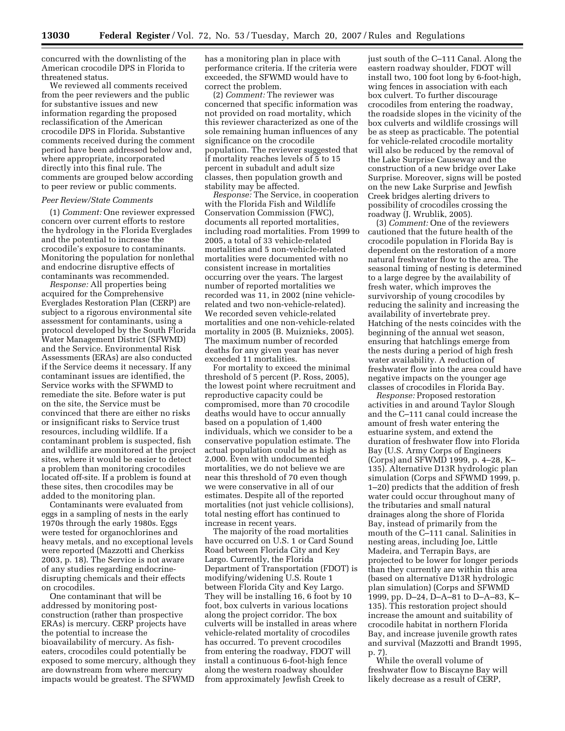concurred with the downlisting of the American crocodile DPS in Florida to threatened status.

We reviewed all comments received from the peer reviewers and the public for substantive issues and new information regarding the proposed reclassification of the American crocodile DPS in Florida. Substantive comments received during the comment period have been addressed below and, where appropriate, incorporated directly into this final rule. The comments are grouped below according to peer review or public comments.

### *Peer Review/State Comments*

(1) *Comment:* One reviewer expressed concern over current efforts to restore the hydrology in the Florida Everglades and the potential to increase the crocodile's exposure to contaminants. Monitoring the population for nonlethal and endocrine disruptive effects of contaminants was recommended.

*Response:* All properties being acquired for the Comprehensive Everglades Restoration Plan (CERP) are subject to a rigorous environmental site assessment for contaminants, using a protocol developed by the South Florida Water Management District (SFWMD) and the Service. Environmental Risk Assessments (ERAs) are also conducted if the Service deems it necessary. If any contaminant issues are identified, the Service works with the SFWMD to remediate the site. Before water is put on the site, the Service must be convinced that there are either no risks or insignificant risks to Service trust resources, including wildlife. If a contaminant problem is suspected, fish and wildlife are monitored at the project sites, where it would be easier to detect a problem than monitoring crocodiles located off-site. If a problem is found at these sites, then crocodiles may be added to the monitoring plan.

Contaminants were evaluated from eggs in a sampling of nests in the early 1970s through the early 1980s. Eggs were tested for organochlorines and heavy metals, and no exceptional levels were reported (Mazzotti and Cherkiss 2003, p. 18). The Service is not aware of any studies regarding endocrine-disrupting chemicals and their effects on crocodiles.

One contaminant that will be addressed by monitoring post-construction (rather than prospective ERAs) is mercury. CERP projects have the potential to increase the bioavailability of mercury. As fish-eaters, crocodiles could potentially be exposed to some mercury, although they are downstream from where mercury impacts would be greatest. The SFWMD has a monitoring plan in place with performance criteria. If the criteria were exceeded, the SFWMD would have to correct the problem.

(2) *Comment:* The reviewer was concerned that specific information was not provided on road mortality, which this reviewer characterized as one of the sole remaining human influences of any significance on the crocodile population. The reviewer suggested that if mortality reaches levels of 5 to 15 percent in subadult and adult size classes, then population growth and stability may be affected.

*Response:* The Service, in cooperation with the Florida Fish and Wildlife Conservation Commission (FWC), documents all reported mortalities, including road mortalities. From 1999 to 2005, a total of 33 vehicle-related mortalities and 5 non-vehicle-related mortalities were documented with no consistent increase in mortalities occurring over the years. The largest number of reported mortalities we recorded was 11, in 2002 (nine vehicle-related and two non-vehicle-related). We recorded seven vehicle-related mortalities and one non-vehicle-related mortality in 2005 (B. Muiznieks, 2005). The maximum number of recorded deaths for any given year has never exceeded 11 mortalities.

For mortality to exceed the minimal threshold of 5 percent (P. Ross, 2005), the lowest point where recruitment and reproductive capacity could be compromised, more than 70 crocodile deaths would have to occur annually based on a population of 1,400 individuals, which we consider to be a conservative population estimate. The actual population could be as high as 2,000. Even with undocumented mortalities, we do not believe we are near this threshold of 70 even though we were conservative in all of our estimates. Despite all of the reported mortalities (not just vehicle collisions), total nesting effort has continued to increase in recent years.

The majority of the road mortalities have occurred on U.S. 1 or Card Sound Road between Florida City and Key Largo. Currently, the Florida Department of Transportation (FDOT) is modifying/widening U.S. Route 1 between Florida City and Key Largo. They will be installing 16, 6 foot by 10 foot, box culverts in various locations along the project corridor. The box culverts will be installed in areas where vehicle-related mortality of crocodiles has occurred. To prevent crocodiles from entering the roadway, FDOT will install a continuous 6-foot-high fence along the western roadway shoulder from approximately Jewfish Creek to just south of the C–111 Canal. Along the eastern roadway shoulder, FDOT will install two, 100 foot long by 6-foot-high, wing fences in association with each box culvert. To further discourage crocodiles from entering the roadway, the roadside slopes in the vicinity of the box culverts and wildlife crossings will be as steep as practicable. The potential for vehicle-related crocodile mortality will also be reduced by the removal of the Lake Surprise Causeway and the construction of a new bridge over Lake Surprise. Moreover, signs will be posted on the new Lake Surprise and Jewfish Creek bridges alerting drivers to possibility of crocodiles crossing the roadway (J. Wrublik, 2005).

(3) *Comment:* One of the reviewers cautioned that the future health of the crocodile population in Florida Bay is dependent on the restoration of a more natural freshwater flow to the area. The seasonal timing of nesting is determined to a large degree by the availability of fresh water, which improves the survivorship of young crocodiles by reducing the salinity and increasing the availability of invertebrate prey. Hatching of the nests coincides with the beginning of the annual wet season, ensuring that hatchlings emerge from the nests during a period of high fresh water availability. A reduction of freshwater flow into the area could have negative impacts on the younger age classes of crocodiles in Florida Bay.

*Response:* Proposed restoration activities in and around Taylor Slough and the C–111 canal could increase the amount of fresh water entering the estuarine system, and extend the duration of freshwater flow into Florida Bay (U.S. Army Corps of Engineers (Corps) and SFWMD 1999, p. 4–28, K–135). Alternative D13R hydrologic plan simulation (Corps and SFWMD 1999, p. 1–20) predicts that the addition of fresh water could occur throughout many of the tributaries and small natural drainages along the shore of Florida Bay, instead of primarily from the mouth of the C–111 canal. Salinities in nesting areas, including Joe, Little Madeira, and Terrapin Bays, are projected to be lower for longer periods than they currently are within this area (based on alternative D13R hydrologic plan simulation) (Corps and SFWMD 1999, pp. D–24, D–A–81 to D–A–83, K–135). This restoration project should increase the amount and suitability of crocodile habitat in northern Florida Bay, and increase juvenile growth rates and survival (Mazzotti and Brandt 1995, p. 7).

While the overall volume of freshwater flow to Biscayne Bay will likely decrease as a result of CERP,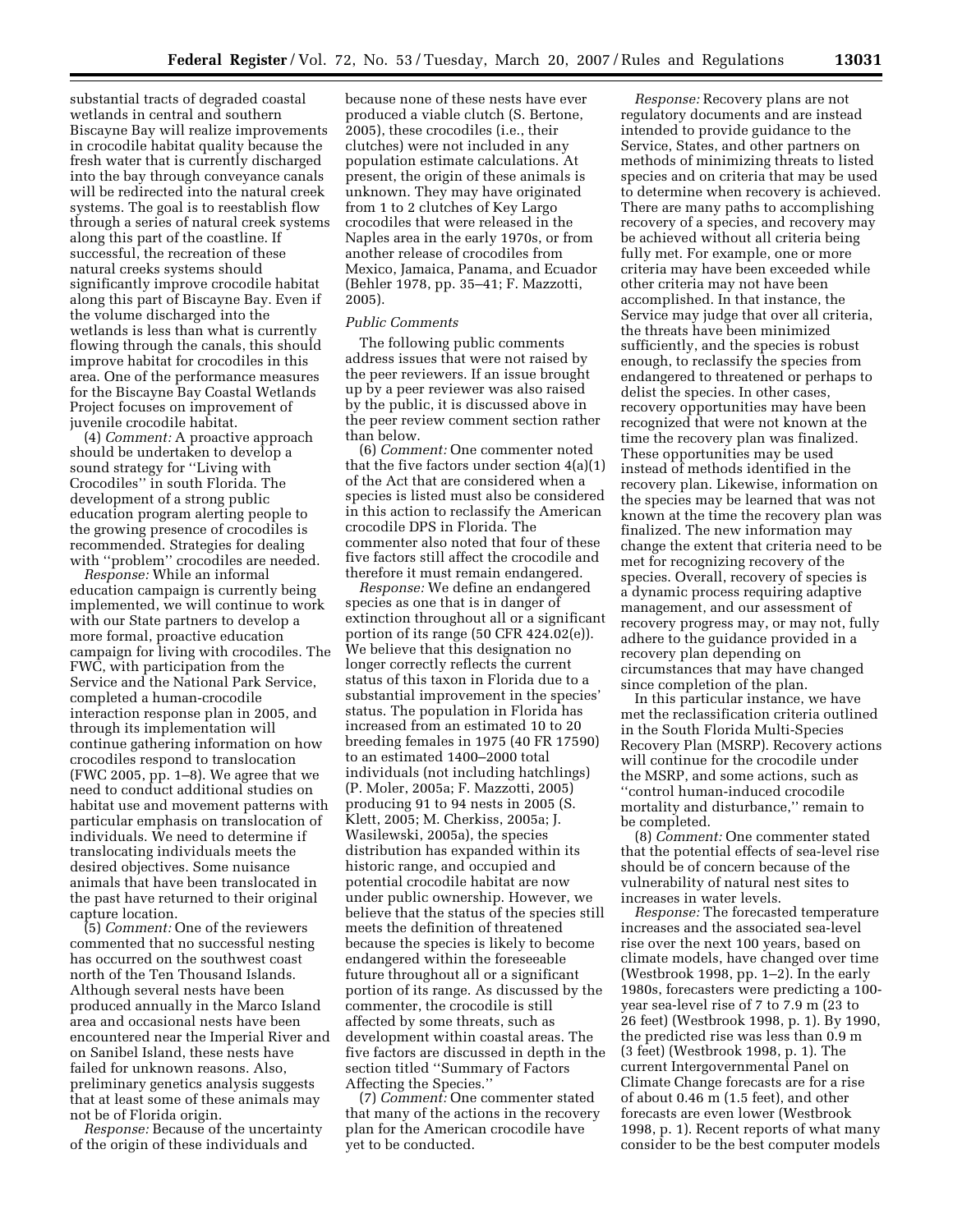substantial tracts of degraded coastal wetlands in central and southern Biscayne Bay will realize improvements in crocodile habitat quality because the fresh water that is currently discharged into the bay through conveyance canals will be redirected into the natural creek systems. The goal is to reestablish flow through a series of natural creek systems along this part of the coastline. If successful, the recreation of these natural creeks systems should significantly improve crocodile habitat along this part of Biscayne Bay. Even if the volume discharged into the wetlands is less than what is currently flowing through the canals, this should improve habitat for crocodiles in this area. One of the performance measures for the Biscayne Bay Coastal Wetlands Project focuses on improvement of juvenile crocodile habitat.

(4) *Comment:* A proactive approach should be undertaken to develop a sound strategy for ''Living with Crocodiles'' in south Florida. The development of a strong public education program alerting people to the growing presence of crocodiles is recommended. Strategies for dealing with ''problem'' crocodiles are needed.

*Response:* While an informal education campaign is currently being implemented, we will continue to work with our State partners to develop a more formal, proactive education campaign for living with crocodiles. The FWC, with participation from the Service and the National Park Service, completed a human-crocodile interaction response plan in 2005, and through its implementation will continue gathering information on how crocodiles respond to translocation (FWC 2005, pp. 1–8). We agree that we need to conduct additional studies on habitat use and movement patterns with particular emphasis on translocation of individuals. We need to determine if translocating individuals meets the desired objectives. Some nuisance animals that have been translocated in the past have returned to their original capture location.

(5) *Comment:* One of the reviewers commented that no successful nesting has occurred on the southwest coast north of the Ten Thousand Islands. Although several nests have been produced annually in the Marco Island area and occasional nests have been encountered near the Imperial River and on Sanibel Island, these nests have failed for unknown reasons. Also, preliminary genetics analysis suggests that at least some of these animals may not be of Florida origin.

*Response:* Because of the uncertainty of the origin of these individuals and because none of these nests have ever produced a viable clutch (S. Bertone, 2005), these crocodiles (i.e., their clutches) were not included in any population estimate calculations. At present, the origin of these animals is unknown. They may have originated from 1 to 2 clutches of Key Largo crocodiles that were released in the Naples area in the early 1970s, or from another release of crocodiles from Mexico, Jamaica, Panama, and Ecuador (Behler 1978, pp. 35–41; F. Mazzotti, 2005).

*Public Comments*

The following public comments address issues that were not raised by the peer reviewers. If an issue brought up by a peer reviewer was also raised by the public, it is discussed above in the peer review comment section rather than below.

(6) *Comment:* One commenter noted that the five factors under section 4(a)(1) of the Act that are considered when a species is listed must also be considered in this action to reclassify the American crocodile DPS in Florida. The commenter also noted that four of these five factors still affect the crocodile and therefore it must remain endangered.

*Response:* We define an endangered species as one that is in danger of extinction throughout all or a significant portion of its range (50 CFR 424.02(e)). We believe that this designation no longer correctly reflects the current status of this taxon in Florida due to a substantial improvement in the species' status. The population in Florida has increased from an estimated 10 to 20 breeding females in 1975 (40 FR 17590) to an estimated 1400–2000 total individuals (not including hatchlings) (P. Moler, 2005a; F. Mazzotti, 2005) producing 91 to 94 nests in 2005 (S. Klett, 2005; M. Cherkiss, 2005a; J. Wasilewski, 2005a), the species distribution has expanded within its historic range, and occupied and potential crocodile habitat are now under public ownership. However, we believe that the status of the species still meets the definition of threatened because the species is likely to become endangered within the foreseeable future throughout all or a significant portion of its range. As discussed by the commenter, the crocodile is still affected by some threats, such as development within coastal areas. The five factors are discussed in depth in the section titled ''Summary of Factors Affecting the Species.''

(7) *Comment:* One commenter stated that many of the actions in the recovery plan for the American crocodile have yet to be conducted.

*Response:* Recovery plans are not regulatory documents and are instead intended to provide guidance to the Service, States, and other partners on methods of minimizing threats to listed species and on criteria that may be used to determine when recovery is achieved. There are many paths to accomplishing recovery of a species, and recovery may be achieved without all criteria being fully met. For example, one or more criteria may have been exceeded while other criteria may not have been accomplished. In that instance, the Service may judge that over all criteria, the threats have been minimized sufficiently, and the species is robust enough, to reclassify the species from endangered to threatened or perhaps to delist the species. In other cases, recovery opportunities may have been recognized that were not known at the time the recovery plan was finalized. These opportunities may be used instead of methods identified in the recovery plan. Likewise, information on the species may be learned that was not known at the time the recovery plan was finalized. The new information may change the extent that criteria need to be met for recognizing recovery of the species. Overall, recovery of species is a dynamic process requiring adaptive management, and our assessment of recovery progress may, or may not, fully adhere to the guidance provided in a recovery plan depending on circumstances that may have changed since completion of the plan.

In this particular instance, we have met the reclassification criteria outlined in the South Florida Multi-Species Recovery Plan (MSRP). Recovery actions will continue for the crocodile under the MSRP, and some actions, such as ''control human-induced crocodile mortality and disturbance,'' remain to be completed.

(8) *Comment:* One commenter stated that the potential effects of sea-level rise should be of concern because of the vulnerability of natural nest sites to increases in water levels.

*Response:* The forecasted temperature increases and the associated sea-level rise over the next 100 years, based on climate models, have changed over time (Westbrook 1998, pp. 1–2). In the early 1980s, forecasters were predicting a 100-year sea-level rise of 7 to 7.9 m (23 to 26 feet) (Westbrook 1998, p. 1). By 1990, the predicted rise was less than 0.9 m (3 feet) (Westbrook 1998, p. 1). The current Intergovernmental Panel on Climate Change forecasts are for a rise of about 0.46 m (1.5 feet), and other forecasts are even lower (Westbrook 1998, p. 1). Recent reports of what many consider to be the best computer models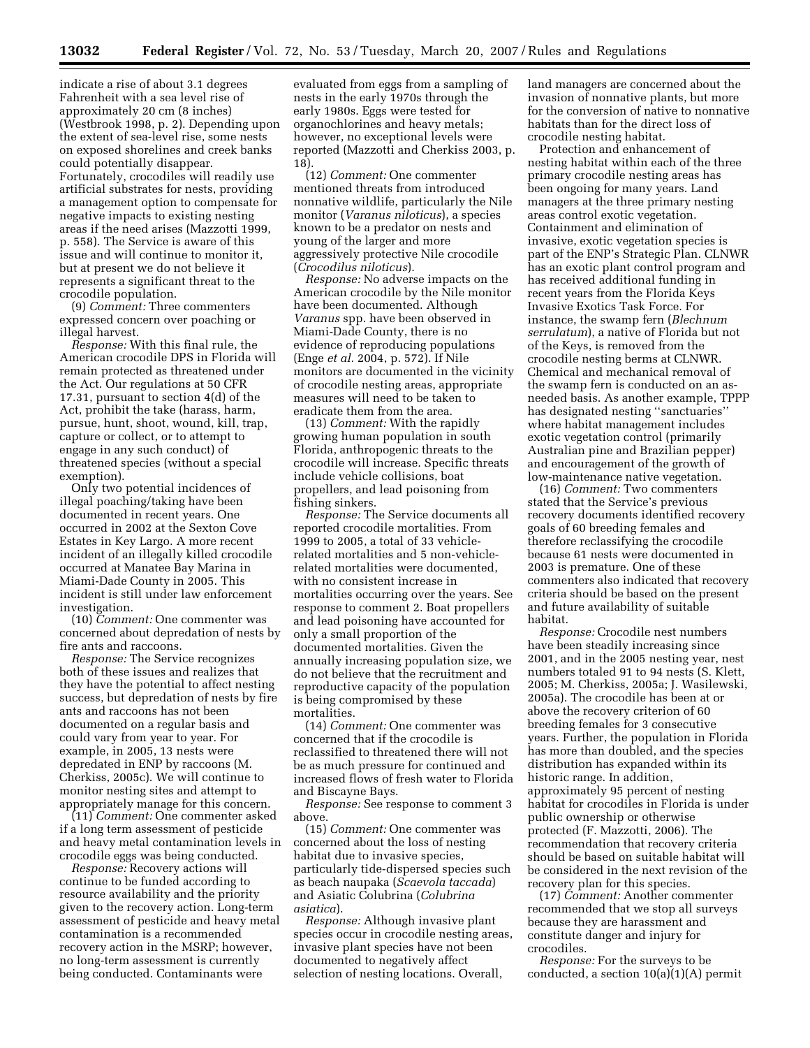indicate a rise of about 3.1 degrees Fahrenheit with a sea level rise of approximately 20 cm (8 inches) (Westbrook 1998, p. 2). Depending upon the extent of sea-level rise, some nests on exposed shorelines and creek banks could potentially disappear. Fortunately, crocodiles will readily use artificial substrates for nests, providing a management option to compensate for negative impacts to existing nesting areas if the need arises (Mazzotti 1999, p. 558). The Service is aware of this issue and will continue to monitor it, but at present we do not believe it represents a significant threat to the crocodile population.

(9) *Comment:* Three commenters expressed concern over poaching or illegal harvest.

*Response:* With this final rule, the American crocodile DPS in Florida will remain protected as threatened under the Act. Our regulations at 50 CFR 17.31, pursuant to section 4(d) of the Act, prohibit the take (harass, harm, pursue, hunt, shoot, wound, kill, trap, capture or collect, or to attempt to engage in any such conduct) of threatened species (without a special exemption).

Only two potential incidences of illegal poaching/taking have been documented in recent years. One occurred in 2002 at the Sexton Cove Estates in Key Largo. A more recent incident of an illegally killed crocodile occurred at Manatee Bay Marina in Miami-Dade County in 2005. This incident is still under law enforcement investigation.

(10) *Comment:* One commenter was concerned about depredation of nests by fire ants and raccoons.

*Response:* The Service recognizes both of these issues and realizes that they have the potential to affect nesting success, but depredation of nests by fire ants and raccoons has not been documented on a regular basis and could vary from year to year. For example, in 2005, 13 nests were depredated in ENP by raccoons (M. Cherkiss, 2005c). We will continue to monitor nesting sites and attempt to appropriately manage for this concern.

(11) *Comment:* One commenter asked if a long term assessment of pesticide and heavy metal contamination levels in crocodile eggs was being conducted.

*Response:* Recovery actions will continue to be funded according to resource availability and the priority given to the recovery action. Long-term assessment of pesticide and heavy metal contamination is a recommended recovery action in the MSRP; however, no long-term assessment is currently being conducted. Contaminants were evaluated from eggs from a sampling of nests in the early 1970s through the early 1980s. Eggs were tested for organochlorines and heavy metals; however, no exceptional levels were reported (Mazzotti and Cherkiss 2003, p. 18).

(12) *Comment:* One commenter mentioned threats from introduced nonnative wildlife, particularly the Nile monitor (*Varanus niloticus*), a species known to be a predator on nests and young of the larger and more aggressively protective Nile crocodile (*Crocodilus niloticus*).

*Response:* No adverse impacts on the American crocodile by the Nile monitor have been documented. Although *Varanus* spp. have been observed in Miami-Dade County, there is no evidence of reproducing populations (Enge *et al.* 2004, p. 572). If Nile monitors are documented in the vicinity of crocodile nesting areas, appropriate measures will need to be taken to eradicate them from the area.

(13) *Comment:* With the rapidly growing human population in south Florida, anthropogenic threats to the crocodile will increase. Specific threats include vehicle collisions, boat propellers, and lead poisoning from fishing sinkers.

*Response:* The Service documents all reported crocodile mortalities. From 1999 to 2005, a total of 33 vehicle-related mortalities and 5 non-vehicle-related mortalities were documented, with no consistent increase in mortalities occurring over the years. See response to comment 2. Boat propellers and lead poisoning have accounted for only a small proportion of the documented mortalities. Given the annually increasing population size, we do not believe that the recruitment and reproductive capacity of the population is being compromised by these mortalities.

(14) *Comment:* One commenter was concerned that if the crocodile is reclassified to threatened there will not be as much pressure for continued and increased flows of fresh water to Florida and Biscayne Bays.

*Response:* See response to comment 3 above.

(15) *Comment:* One commenter was concerned about the loss of nesting habitat due to invasive species, particularly tide-dispersed species such as beach naupaka (*Scaevola taccada*) and Asiatic Colubrina (*Colubrina asiatica*).

*Response:* Although invasive plant species occur in crocodile nesting areas, invasive plant species have not been documented to negatively affect selection of nesting locations. Overall, land managers are concerned about the invasion of nonnative plants, but more for the conversion of native to nonnative habitats than for the direct loss of crocodile nesting habitat.

Protection and enhancement of nesting habitat within each of the three primary crocodile nesting areas has been ongoing for many years. Land managers at the three primary nesting areas control exotic vegetation. Containment and elimination of invasive, exotic vegetation species is part of the ENP's Strategic Plan. CLNWR has an exotic plant control program and has received additional funding in recent years from the Florida Keys Invasive Exotics Task Force. For instance, the swamp fern (*Blechnum serrulatum*), a native of Florida but not of the Keys, is removed from the crocodile nesting berms at CLNWR. Chemical and mechanical removal of the swamp fern is conducted on an as-needed basis. As another example, TPPP has designated nesting ''sanctuaries'' where habitat management includes exotic vegetation control (primarily Australian pine and Brazilian pepper) and encouragement of the growth of low-maintenance native vegetation.

(16) *Comment:* Two commenters stated that the Service's previous recovery documents identified recovery goals of 60 breeding females and therefore reclassifying the crocodile because 61 nests were documented in 2003 is premature. One of these commenters also indicated that recovery criteria should be based on the present and future availability of suitable habitat.

*Response:* Crocodile nest numbers have been steadily increasing since 2001, and in the 2005 nesting year, nest numbers totaled 91 to 94 nests (S. Klett, 2005; M. Cherkiss, 2005a; J. Wasilewski, 2005a). The crocodile has been at or above the recovery criterion of 60 breeding females for 3 consecutive years. Further, the population in Florida has more than doubled, and the species distribution has expanded within its historic range. In addition, approximately 95 percent of nesting habitat for crocodiles in Florida is under public ownership or otherwise protected (F. Mazzotti, 2006). The recommendation that recovery criteria should be based on suitable habitat will be considered in the next revision of the recovery plan for this species.

(17) *Comment:* Another commenter recommended that we stop all surveys because they are harassment and constitute danger and injury for crocodiles.

*Response:* For the surveys to be conducted, a section 10(a)(1)(A) permit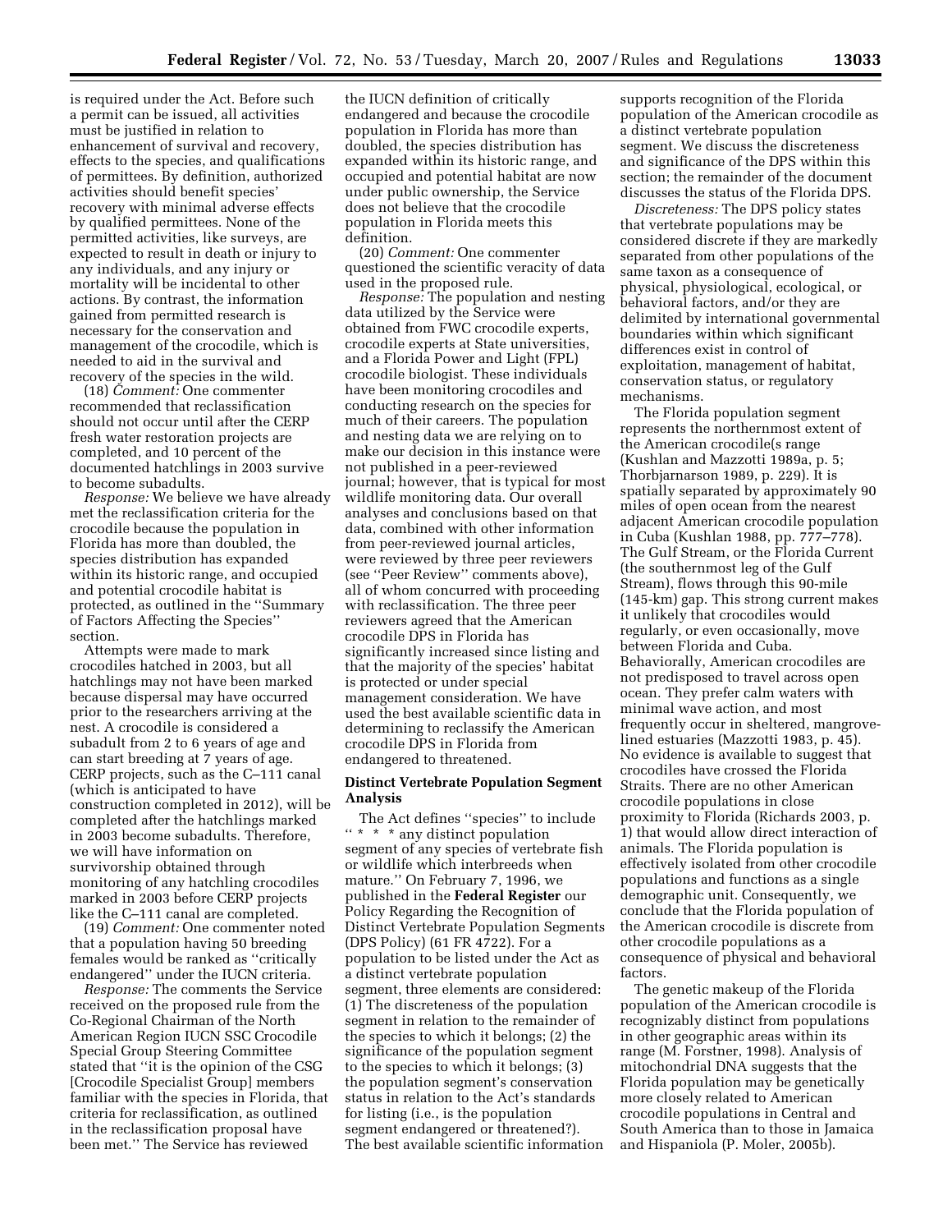is required under the Act. Before such a permit can be issued, all activities must be justified in relation to enhancement of survival and recovery, effects to the species, and qualifications of permittees. By definition, authorized activities should benefit species' recovery with minimal adverse effects by qualified permittees. None of the permitted activities, like surveys, are expected to result in death or injury to any individuals, and any injury or mortality will be incidental to other actions. By contrast, the information gained from permitted research is necessary for the conservation and management of the crocodile, which is needed to aid in the survival and recovery of the species in the wild.

(18) *Comment:* One commenter recommended that reclassification should not occur until after the CERP fresh water restoration projects are completed, and 10 percent of the documented hatchlings in 2003 survive to become subadults.

*Response:* We believe we have already met the reclassification criteria for the crocodile because the population in Florida has more than doubled, the species distribution has expanded within its historic range, and occupied and potential crocodile habitat is protected, as outlined in the ''Summary of Factors Affecting the Species'' section.

Attempts were made to mark crocodiles hatched in 2003, but all hatchlings may not have been marked because dispersal may have occurred prior to the researchers arriving at the nest. A crocodile is considered a subadult from 2 to 6 years of age and can start breeding at 7 years of age. CERP projects, such as the C–111 canal (which is anticipated to have construction completed in 2012), will be completed after the hatchlings marked in 2003 become subadults. Therefore, we will have information on survivorship obtained through monitoring of any hatchling crocodiles marked in 2003 before CERP projects like the C–111 canal are completed.

(19) *Comment:* One commenter noted that a population having 50 breeding females would be ranked as ''critically endangered'' under the IUCN criteria.

*Response:* The comments the Service received on the proposed rule from the Co-Regional Chairman of the North American Region IUCN SSC Crocodile Special Group Steering Committee stated that ''it is the opinion of the CSG [Crocodile Specialist Group] members familiar with the species in Florida, that criteria for reclassification, as outlined in the reclassification proposal have been met.'' The Service has reviewed the IUCN definition of critically endangered and because the crocodile population in Florida has more than doubled, the species distribution has expanded within its historic range, and occupied and potential habitat are now under public ownership, the Service does not believe that the crocodile population in Florida meets this definition.

(20) *Comment:* One commenter questioned the scientific veracity of data used in the proposed rule.

*Response:* The population and nesting data utilized by the Service were obtained from FWC crocodile experts, crocodile experts at State universities, and a Florida Power and Light (FPL) crocodile biologist. These individuals have been monitoring crocodiles and conducting research on the species for much of their careers. The population and nesting data we are relying on to make our decision in this instance were not published in a peer-reviewed journal; however, that is typical for most wildlife monitoring data. Our overall analyses and conclusions based on that data, combined with other information from peer-reviewed journal articles, were reviewed by three peer reviewers (see ''Peer Review'' comments above), all of whom concurred with proceeding with reclassification. The three peer reviewers agreed that the American crocodile DPS in Florida has significantly increased since listing and that the majority of the species' habitat is protected or under special management consideration. We have used the best available scientific data in determining to reclassify the American crocodile DPS in Florida from endangered to threatened.

**Distinct Vertebrate Population Segment Analysis**

The Act defines ''species'' to include '' * * * any distinct population segment of any species of vertebrate fish or wildlife which interbreeds when mature.'' On February 7, 1996, we published in the **Federal Register** our Policy Regarding the Recognition of Distinct Vertebrate Population Segments (DPS Policy) (61 FR 4722). For a population to be listed under the Act as a distinct vertebrate population segment, three elements are considered: (1) The discreteness of the population segment in relation to the remainder of the species to which it belongs; (2) the significance of the population segment to the species to which it belongs; (3) the population segment's conservation status in relation to the Act's standards for listing (i.e., is the population segment endangered or threatened?). The best available scientific information supports recognition of the Florida population of the American crocodile as a distinct vertebrate population segment. We discuss the discreteness and significance of the DPS within this section; the remainder of the document discusses the status of the Florida DPS.

*Discreteness:* The DPS policy states that vertebrate populations may be considered discrete if they are markedly separated from other populations of the same taxon as a consequence of physical, physiological, ecological, or behavioral factors, and/or they are delimited by international governmental boundaries within which significant differences exist in control of exploitation, management of habitat, conservation status, or regulatory mechanisms.

The Florida population segment represents the northernmost extent of the American crocodile(s range (Kushlan and Mazzotti 1989a, p. 5; Thorbjarnarson 1989, p. 229). It is spatially separated by approximately 90 miles of open ocean from the nearest adjacent American crocodile population in Cuba (Kushlan 1988, pp. 777–778). The Gulf Stream, or the Florida Current (the southernmost leg of the Gulf Stream), flows through this 90-mile (145-km) gap. This strong current makes it unlikely that crocodiles would regularly, or even occasionally, move between Florida and Cuba. Behaviorally, American crocodiles are not predisposed to travel across open ocean. They prefer calm waters with minimal wave action, and most frequently occur in sheltered, mangrove-lined estuaries (Mazzotti 1983, p. 45). No evidence is available to suggest that crocodiles have crossed the Florida Straits. There are no other American crocodile populations in close proximity to Florida (Richards 2003, p. 1) that would allow direct interaction of animals. The Florida population is effectively isolated from other crocodile populations and functions as a single demographic unit. Consequently, we conclude that the Florida population of the American crocodile is discrete from other crocodile populations as a consequence of physical and behavioral factors.

The genetic makeup of the Florida population of the American crocodile is recognizably distinct from populations in other geographic areas within its range (M. Forstner, 1998). Analysis of mitochondrial DNA suggests that the Florida population may be genetically more closely related to American crocodile populations in Central and South America than to those in Jamaica and Hispaniola (P. Moler, 2005b).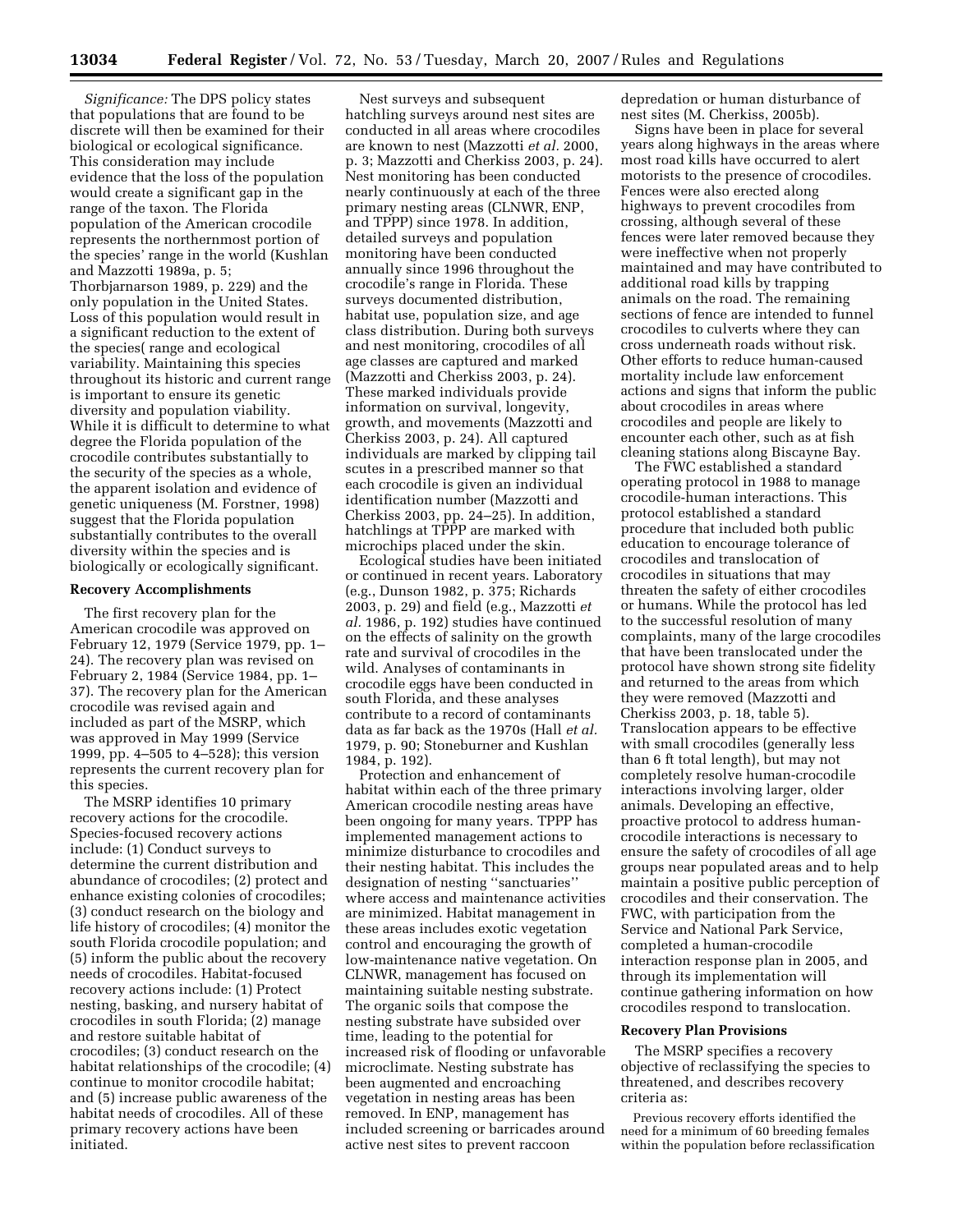*Significance:* The DPS policy states that populations that are found to be discrete will then be examined for their biological or ecological significance. This consideration may include evidence that the loss of the population would create a significant gap in the range of the taxon. The Florida population of the American crocodile represents the northernmost portion of the species' range in the world (Kushlan and Mazzotti 1989a, p. 5; Thorbjarnarson 1989, p. 229) and the only population in the United States. Loss of this population would result in a significant reduction to the extent of the species( range and ecological variability. Maintaining this species throughout its historic and current range is important to ensure its genetic diversity and population viability. While it is difficult to determine to what degree the Florida population of the crocodile contributes substantially to the security of the species as a whole, the apparent isolation and evidence of genetic uniqueness (M. Forstner, 1998) suggest that the Florida population substantially contributes to the overall diversity within the species and is biologically or ecologically significant.

**Recovery Accomplishments**

The first recovery plan for the American crocodile was approved on February 12, 1979 (Service 1979, pp. 1–24). The recovery plan was revised on February 2, 1984 (Service 1984, pp. 1–37). The recovery plan for the American crocodile was revised again and included as part of the MSRP, which was approved in May 1999 (Service 1999, pp. 4–505 to 4–528); this version represents the current recovery plan for this species.

The MSRP identifies 10 primary recovery actions for the crocodile. Species-focused recovery actions include: (1) Conduct surveys to determine the current distribution and abundance of crocodiles; (2) protect and enhance existing colonies of crocodiles; (3) conduct research on the biology and life history of crocodiles; (4) monitor the south Florida crocodile population; and (5) inform the public about the recovery needs of crocodiles. Habitat-focused recovery actions include: (1) Protect nesting, basking, and nursery habitat of crocodiles in south Florida; (2) manage and restore suitable habitat of crocodiles; (3) conduct research on the habitat relationships of the crocodile; (4) continue to monitor crocodile habitat; and (5) increase public awareness of the habitat needs of crocodiles. All of these primary recovery actions have been initiated.

Nest surveys and subsequent hatchling surveys around nest sites are conducted in all areas where crocodiles are known to nest (Mazzotti *et al.* 2000, p. 3; Mazzotti and Cherkiss 2003, p. 24). Nest monitoring has been conducted nearly continuously at each of the three primary nesting areas (CLNWR, ENP, and TPPP) since 1978. In addition, detailed surveys and population monitoring have been conducted annually since 1996 throughout the crocodile's range in Florida. These surveys documented distribution, habitat use, population size, and age class distribution. During both surveys and nest monitoring, crocodiles of all age classes are captured and marked (Mazzotti and Cherkiss 2003, p. 24). These marked individuals provide information on survival, longevity, growth, and movements (Mazzotti and Cherkiss 2003, p. 24). All captured individuals are marked by clipping tail scutes in a prescribed manner so that each crocodile is given an individual identification number (Mazzotti and Cherkiss 2003, pp. 24–25). In addition, hatchlings at TPPP are marked with microchips placed under the skin.

Ecological studies have been initiated or continued in recent years. Laboratory (e.g., Dunson 1982, p. 375; Richards 2003, p. 29) and field (e.g., Mazzotti *et al.* 1986, p. 192) studies have continued on the effects of salinity on the growth rate and survival of crocodiles in the wild. Analyses of contaminants in crocodile eggs have been conducted in south Florida, and these analyses contribute to a record of contaminants data as far back as the 1970s (Hall *et al.* 1979, p. 90; Stoneburner and Kushlan 1984, p. 192).

Protection and enhancement of habitat within each of the three primary American crocodile nesting areas have been ongoing for many years. TPPP has implemented management actions to minimize disturbance to crocodiles and their nesting habitat. This includes the designation of nesting ''sanctuaries'' where access and maintenance activities are minimized. Habitat management in these areas includes exotic vegetation control and encouraging the growth of low-maintenance native vegetation. On CLNWR, management has focused on maintaining suitable nesting substrate. The organic soils that compose the nesting substrate have subsided over time, leading to the potential for increased risk of flooding or unfavorable microclimate. Nesting substrate has been augmented and encroaching vegetation in nesting areas has been removed. In ENP, management has included screening or barricades around active nest sites to prevent raccoon depredation or human disturbance of nest sites (M. Cherkiss, 2005b).

Signs have been in place for several years along highways in the areas where most road kills have occurred to alert motorists to the presence of crocodiles. Fences were also erected along highways to prevent crocodiles from crossing, although several of these fences were later removed because they were ineffective when not properly maintained and may have contributed to additional road kills by trapping animals on the road. The remaining sections of fence are intended to funnel crocodiles to culverts where they can cross underneath roads without risk. Other efforts to reduce human-caused mortality include law enforcement actions and signs that inform the public about crocodiles in areas where crocodiles and people are likely to encounter each other, such as at fish cleaning stations along Biscayne Bay.

The FWC established a standard operating protocol in 1988 to manage crocodile-human interactions. This protocol established a standard procedure that included both public education to encourage tolerance of crocodiles and translocation of crocodiles in situations that may threaten the safety of either crocodiles or humans. While the protocol has led to the successful resolution of many complaints, many of the large crocodiles that have been translocated under the protocol have shown strong site fidelity and returned to the areas from which they were removed (Mazzotti and Cherkiss 2003, p. 18, table 5). Translocation appears to be effective with small crocodiles (generally less than 6 ft total length), but may not completely resolve human-crocodile interactions involving larger, older animals. Developing an effective, proactive protocol to address human-crocodile interactions is necessary to ensure the safety of crocodiles of all age groups near populated areas and to help maintain a positive public perception of crocodiles and their conservation. The FWC, with participation from the Service and National Park Service, completed a human-crocodile interaction response plan in 2005, and through its implementation will continue gathering information on how crocodiles respond to translocation.

**Recovery Plan Provisions**

The MSRP specifies a recovery objective of reclassifying the species to threatened, and describes recovery criteria as:

Previous recovery efforts identified the need for a minimum of 60 breeding females within the population before reclassification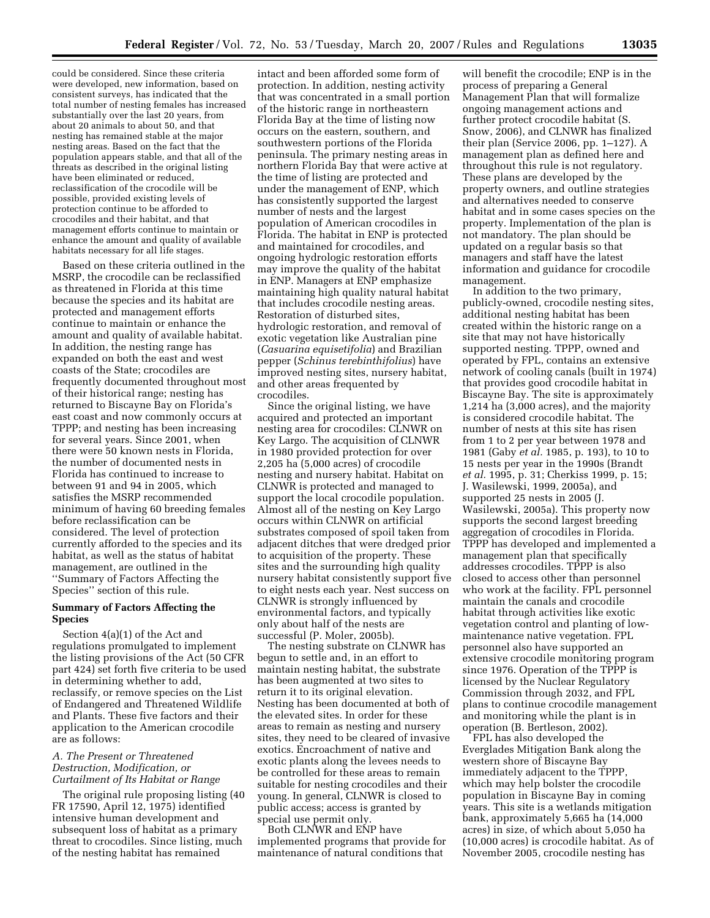could be considered. Since these criteria were developed, new information, based on consistent surveys, has indicated that the total number of nesting females has increased substantially over the last 20 years, from about 20 animals to about 50, and that nesting has remained stable at the major nesting areas. Based on the fact that the population appears stable, and that all of the threats as described in the original listing have been eliminated or reduced, reclassification of the crocodile will be possible, provided existing levels of protection continue to be afforded to crocodiles and their habitat, and that management efforts continue to maintain or enhance the amount and quality of available habitats necessary for all life stages.

Based on these criteria outlined in the MSRP, the crocodile can be reclassified as threatened in Florida at this time because the species and its habitat are protected and management efforts continue to maintain or enhance the amount and quality of available habitat. In addition, the nesting range has expanded on both the east and west coasts of the State; crocodiles are frequently documented throughout most of their historical range; nesting has returned to Biscayne Bay on Florida's east coast and now commonly occurs at TPPP; and nesting has been increasing for several years. Since 2001, when there were 50 known nests in Florida, the number of documented nests in Florida has continued to increase to between 91 and 94 in 2005, which satisfies the MSRP recommended minimum of having 60 breeding females before reclassification can be considered. The level of protection currently afforded to the species and its habitat, as well as the status of habitat management, are outlined in the ''Summary of Factors Affecting the Species'' section of this rule.

## Summary of Factors Affecting the Species

Section 4(a)(1) of the Act and regulations promulgated to implement the listing provisions of the Act (50 CFR part 424) set forth five criteria to be used in determining whether to add, reclassify, or remove species on the List of Endangered and Threatened Wildlife and Plants. These five factors and their application to the American crocodile are as follows:

### *A. The Present or Threatened Destruction, Modification, or Curtailment of Its Habitat or Range*

The original rule proposing listing (40 FR 17590, April 12, 1975) identified intensive human development and subsequent loss of habitat as a primary threat to crocodiles. Since listing, much of the nesting habitat has remained intact and been afforded some form of protection. In addition, nesting activity that was concentrated in a small portion of the historic range in northeastern Florida Bay at the time of listing now occurs on the eastern, southern, and southwestern portions of the Florida peninsula. The primary nesting areas in northern Florida Bay that were active at the time of listing are protected and under the management of ENP, which has consistently supported the largest number of nests and the largest population of American crocodiles in Florida. The habitat in ENP is protected and maintained for crocodiles, and ongoing hydrologic restoration efforts may improve the quality of the habitat in ENP. Managers at ENP emphasize maintaining high quality natural habitat that includes crocodile nesting areas. Restoration of disturbed sites, hydrologic restoration, and removal of exotic vegetation like Australian pine (*Casuarina equisetifolia*) and Brazilian pepper (*Schinus terebinthifolius*) have improved nesting sites, nursery habitat, and other areas frequented by crocodiles.

Since the original listing, we have acquired and protected an important nesting area for crocodiles: CLNWR on Key Largo. The acquisition of CLNWR in 1980 provided protection for over 2,205 ha (5,000 acres) of crocodile nesting and nursery habitat. Habitat on CLNWR is protected and managed to support the local crocodile population. Almost all of the nesting on Key Largo occurs within CLNWR on artificial substrates composed of spoil taken from adjacent ditches that were dredged prior to acquisition of the property. These sites and the surrounding high quality nursery habitat consistently support five to eight nests each year. Nest success on CLNWR is strongly influenced by environmental factors, and typically only about half of the nests are successful (P. Moler, 2005b).

The nesting substrate on CLNWR has begun to settle and, in an effort to maintain nesting habitat, the substrate has been augmented at two sites to return it to its original elevation. Nesting has been documented at both of the elevated sites. In order for these areas to remain as nesting and nursery sites, they need to be cleared of invasive exotics. Encroachment of native and exotic plants along the levees needs to be controlled for these areas to remain suitable for nesting crocodiles and their young. In general, CLNWR is closed to public access; access is granted by special use permit only.

Both CLNWR and ENP have implemented programs that provide for maintenance of natural conditions that will benefit the crocodile; ENP is in the process of preparing a General Management Plan that will formalize ongoing management actions and further protect crocodile habitat (S. Snow, 2006), and CLNWR has finalized their plan (Service 2006, pp. 1–127). A management plan as defined here and throughout this rule is not regulatory. These plans are developed by the property owners, and outline strategies and alternatives needed to conserve habitat and in some cases species on the property. Implementation of the plan is not mandatory. The plan should be updated on a regular basis so that managers and staff have the latest information and guidance for crocodile management.

In addition to the two primary, publicly-owned, crocodile nesting sites, additional nesting habitat has been created within the historic range on a site that may not have historically supported nesting. TPPP, owned and operated by FPL, contains an extensive network of cooling canals (built in 1974) that provides good crocodile habitat in Biscayne Bay. The site is approximately 1,214 ha (3,000 acres), and the majority is considered crocodile habitat. The number of nests at this site has risen from 1 to 2 per year between 1978 and 1981 (Gaby *et al.* 1985, p. 193), to 10 to 15 nests per year in the 1990s (Brandt *et al.* 1995, p. 31; Cherkiss 1999, p. 15; J. Wasilewski, 1999, 2005a), and supported 25 nests in 2005 (J. Wasilewski, 2005a). This property now supports the second largest breeding aggregation of crocodiles in Florida. TPPP has developed and implemented a management plan that specifically addresses crocodiles. TPPP is also closed to access other than personnel who work at the facility. FPL personnel maintain the canals and crocodile habitat through activities like exotic vegetation control and planting of low-maintenance native vegetation. FPL personnel also have supported an extensive crocodile monitoring program since 1976. Operation of the TPPP is licensed by the Nuclear Regulatory Commission through 2032, and FPL plans to continue crocodile management and monitoring while the plant is in operation (B. Bertleson, 2002).

FPL has also developed the Everglades Mitigation Bank along the western shore of Biscayne Bay immediately adjacent to the TPPP, which may help bolster the crocodile population in Biscayne Bay in coming years. This site is a wetlands mitigation bank, approximately 5,665 ha (14,000 acres) in size, of which about 5,050 ha (10,000 acres) is crocodile habitat. As of November 2005, crocodile nesting has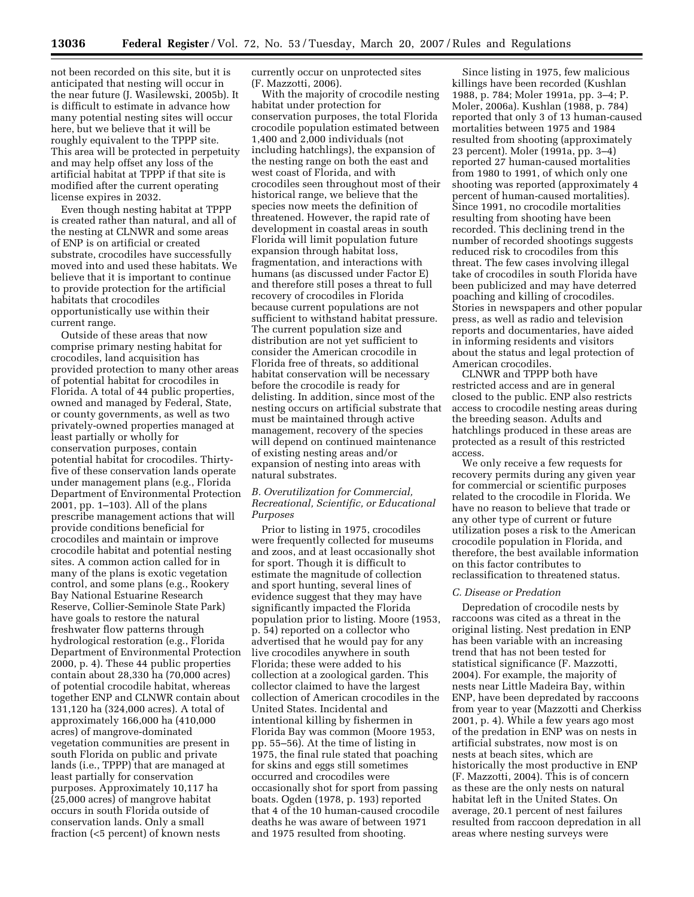not been recorded on this site, but it is anticipated that nesting will occur in the near future (J. Wasilewski, 2005b). It is difficult to estimate in advance how many potential nesting sites will occur here, but we believe that it will be roughly equivalent to the TPPP site. This area will be protected in perpetuity and may help offset any loss of the artificial habitat at TPPP if that site is modified after the current operating license expires in 2032.

Even though nesting habitat at TPPP is created rather than natural, and all of the nesting at CLNWR and some areas of ENP is on artificial or created substrate, crocodiles have successfully moved into and used these habitats. We believe that it is important to continue to provide protection for the artificial habitats that crocodiles opportunistically use within their current range.

Outside of these areas that now comprise primary nesting habitat for crocodiles, land acquisition has provided protection to many other areas of potential habitat for crocodiles in Florida. A total of 44 public properties, owned and managed by Federal, State, or county governments, as well as two privately-owned properties managed at least partially or wholly for conservation purposes, contain potential habitat for crocodiles. Thirty-five of these conservation lands operate under management plans (e.g., Florida Department of Environmental Protection 2001, pp. 1–103). All of the plans prescribe management actions that will provide conditions beneficial for crocodiles and maintain or improve crocodile habitat and potential nesting sites. A common action called for in many of the plans is exotic vegetation control, and some plans (e.g., Rookery Bay National Estuarine Research Reserve, Collier-Seminole State Park) have goals to restore the natural freshwater flow patterns through hydrological restoration (e.g., Florida Department of Environmental Protection 2000, p. 4). These 44 public properties contain about 28,330 ha (70,000 acres) of potential crocodile habitat, whereas together ENP and CLNWR contain about 131,120 ha (324,000 acres). A total of approximately 166,000 ha (410,000 acres) of mangrove-dominated vegetation communities are present in south Florida on public and private lands (i.e., TPPP) that are managed at least partially for conservation purposes. Approximately 10,117 ha (25,000 acres) of mangrove habitat occurs in south Florida outside of conservation lands. Only a small fraction (<5 percent) of known nests currently occur on unprotected sites (F. Mazzotti, 2006).

With the majority of crocodile nesting habitat under protection for conservation purposes, the total Florida crocodile population estimated between 1,400 and 2,000 individuals (not including hatchlings), the expansion of the nesting range on both the east and west coast of Florida, and with crocodiles seen throughout most of their historical range, we believe that the species now meets the definition of threatened. However, the rapid rate of development in coastal areas in south Florida will limit population future expansion through habitat loss, fragmentation, and interactions with humans (as discussed under Factor E) and therefore still poses a threat to full recovery of crocodiles in Florida because current populations are not sufficient to withstand habitat pressure. The current population size and distribution are not yet sufficient to consider the American crocodile in Florida free of threats, so additional habitat conservation will be necessary before the crocodile is ready for delisting. In addition, since most of the nesting occurs on artificial substrate that must be maintained through active management, recovery of the species will depend on continued maintenance of existing nesting areas and/or expansion of nesting into areas with natural substrates.

*B. Overutilization for Commercial, Recreational, Scientific, or Educational Purposes*

Prior to listing in 1975, crocodiles were frequently collected for museums and zoos, and at least occasionally shot for sport. Though it is difficult to estimate the magnitude of collection and sport hunting, several lines of evidence suggest that they may have significantly impacted the Florida population prior to listing. Moore (1953, p. 54) reported on a collector who advertised that he would pay for any live crocodiles anywhere in south Florida; these were added to his collection at a zoological garden. This collector claimed to have the largest collection of American crocodiles in the United States. Incidental and intentional killing by fishermen in Florida Bay was common (Moore 1953, pp. 55–56). At the time of listing in 1975, the final rule stated that poaching for skins and eggs still sometimes occurred and crocodiles were occasionally shot for sport from passing boats. Ogden (1978, p. 193) reported that 4 of the 10 human-caused crocodile deaths he was aware of between 1971 and 1975 resulted from shooting.

Since listing in 1975, few malicious killings have been recorded (Kushlan 1988, p. 784; Moler 1991a, pp. 3–4; P. Moler, 2006a). Kushlan (1988, p. 784) reported that only 3 of 13 human-caused mortalities between 1975 and 1984 resulted from shooting (approximately 23 percent). Moler (1991a, pp. 3–4) reported 27 human-caused mortalities from 1980 to 1991, of which only one shooting was reported (approximately 4 percent of human-caused mortalities). Since 1991, no crocodile mortalities resulting from shooting have been recorded. This declining trend in the number of recorded shootings suggests reduced risk to crocodiles from this threat. The few cases involving illegal take of crocodiles in south Florida have been publicized and may have deterred poaching and killing of crocodiles. Stories in newspapers and other popular press, as well as radio and television reports and documentaries, have aided in informing residents and visitors about the status and legal protection of American crocodiles.

CLNWR and TPPP both have restricted access and are in general closed to the public. ENP also restricts access to crocodile nesting areas during the breeding season. Adults and hatchlings produced in these areas are protected as a result of this restricted access.

We only receive a few requests for recovery permits during any given year for commercial or scientific purposes related to the crocodile in Florida. We have no reason to believe that trade or any other type of current or future utilization poses a risk to the American crocodile population in Florida, and therefore, the best available information on this factor contributes to reclassification to threatened status.

*C. Disease or Predation*

Depredation of crocodile nests by raccoons was cited as a threat in the original listing. Nest predation in ENP has been variable with an increasing trend that has not been tested for statistical significance (F. Mazzotti, 2004). For example, the majority of nests near Little Madeira Bay, within ENP, have been depredated by raccoons from year to year (Mazzotti and Cherkiss 2001, p. 4). While a few years ago most of the predation in ENP was on nests in artificial substrates, now most is on nests at beach sites, which are historically the most productive in ENP (F. Mazzotti, 2004). This is of concern as these are the only nests on natural habitat left in the United States. On average, 20.1 percent of nest failures resulted from raccoon depredation in all areas where nesting surveys were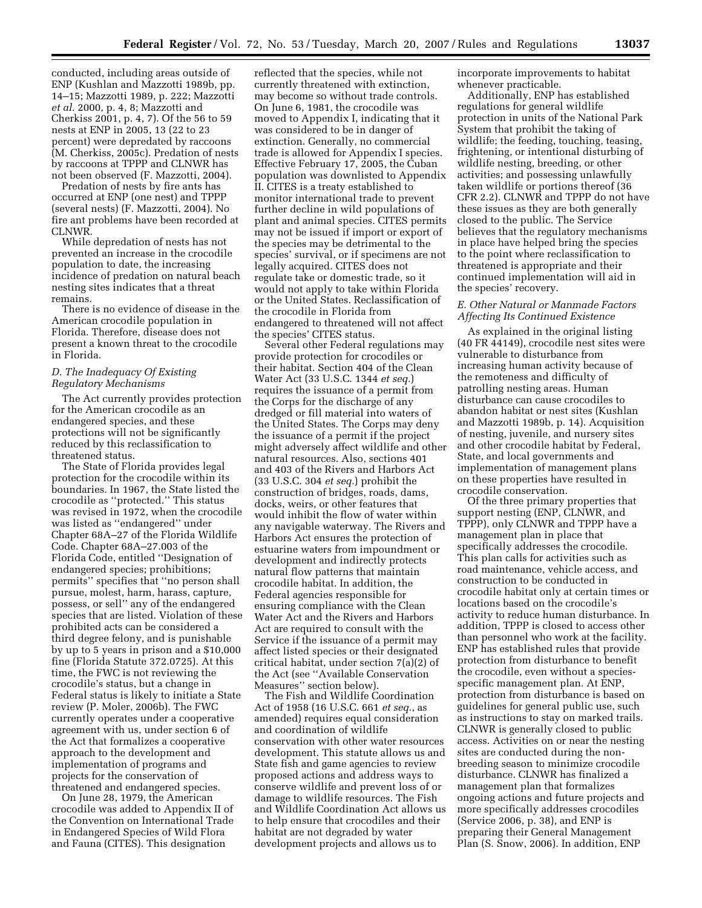conducted, including areas outside of ENP (Kushlan and Mazzotti 1989b, pp. 14–15; Mazzotti 1989, p. 222; Mazzotti *et al.* 2000, p. 4, 8; Mazzotti and Cherkiss 2001, p. 4, 7). Of the 56 to 59 nests at ENP in 2005, 13 (22 to 23 percent) were depredated by raccoons (M. Cherkiss, 2005c). Predation of nests by raccoons at TPPP and CLNWR has not been observed (F. Mazzotti, 2004).

Predation of nests by fire ants has occurred at ENP (one nest) and TPPP (several nests) (F. Mazzotti, 2004). No fire ant problems have been recorded at CLNWR.

While depredation of nests has not prevented an increase in the crocodile population to date, the increasing incidence of predation on natural beach nesting sites indicates that a threat remains.

There is no evidence of disease in the American crocodile population in Florida. Therefore, disease does not present a known threat to the crocodile in Florida.

### *D. The Inadequacy Of Existing Regulatory Mechanisms*

The Act currently provides protection for the American crocodile as an endangered species, and these protections will not be significantly reduced by this reclassification to threatened status.

The State of Florida provides legal protection for the crocodile within its boundaries. In 1967, the State listed the crocodile as ''protected.'' This status was revised in 1972, when the crocodile was listed as ''endangered'' under Chapter 68A–27 of the Florida Wildlife Code. Chapter 68A–27.003 of the Florida Code, entitled ''Designation of endangered species; prohibitions; permits'' specifies that ''no person shall pursue, molest, harm, harass, capture, possess, or sell'' any of the endangered species that are listed. Violation of these prohibited acts can be considered a third degree felony, and is punishable by up to 5 years in prison and a $10,000 fine (Florida Statute 372.0725). At this time, the FWC is not reviewing the crocodile's status, but a change in Federal status is likely to initiate a State review (P. Moler, 2006b). The FWC currently operates under a cooperative agreement with us, under section 6 of the Act that formalizes a cooperative approach to the development and implementation of programs and projects for the conservation of threatened and endangered species.

On June 28, 1979, the American crocodile was added to Appendix II of the Convention on International Trade in Endangered Species of Wild Flora and Fauna (CITES). This designation reflected that the species, while not currently threatened with extinction, may become so without trade controls. On June 6, 1981, the crocodile was moved to Appendix I, indicating that it was considered to be in danger of extinction. Generally, no commercial trade is allowed for Appendix I species. Effective February 17, 2005, the Cuban population was downlisted to Appendix II. CITES is a treaty established to monitor international trade to prevent further decline in wild populations of plant and animal species. CITES permits may not be issued if import or export of the species may be detrimental to the species' survival, or if specimens are not legally acquired. CITES does not regulate take or domestic trade, so it would not apply to take within Florida or the United States. Reclassification of the crocodile in Florida from endangered to threatened will not affect the species' CITES status.

Several other Federal regulations may provide protection for crocodiles or their habitat. Section 404 of the Clean Water Act (33 U.S.C. 1344 *et seq.*) requires the issuance of a permit from the Corps for the discharge of any dredged or fill material into waters of the United States. The Corps may deny the issuance of a permit if the project might adversely affect wildlife and other natural resources. Also, sections 401 and 403 of the Rivers and Harbors Act (33 U.S.C. 304 *et seq.*) prohibit the construction of bridges, roads, dams, docks, weirs, or other features that would inhibit the flow of water within any navigable waterway. The Rivers and Harbors Act ensures the protection of estuarine waters from impoundment or development and indirectly protects natural flow patterns that maintain crocodile habitat. In addition, the Federal agencies responsible for ensuring compliance with the Clean Water Act and the Rivers and Harbors Act are required to consult with the Service if the issuance of a permit may affect listed species or their designated critical habitat, under section 7(a)(2) of the Act (see ''Available Conservation Measures'' section below).

The Fish and Wildlife Coordination Act of 1958 (16 U.S.C. 661 *et seq.*, as amended) requires equal consideration and coordination of wildlife conservation with other water resources development. This statute allows us and State fish and game agencies to review proposed actions and address ways to conserve wildlife and prevent loss of or damage to wildlife resources. The Fish and Wildlife Coordination Act allows us to help ensure that crocodiles and their habitat are not degraded by water development projects and allows us to incorporate improvements to habitat whenever practicable.

Additionally, ENP has established regulations for general wildlife protection in units of the National Park System that prohibit the taking of wildlife; the feeding, touching, teasing, frightening, or intentional disturbing of wildlife nesting, breeding, or other activities; and possessing unlawfully taken wildlife or portions thereof (36 CFR 2.2). CLNWR and TPPP do not have these issues as they are both generally closed to the public. The Service believes that the regulatory mechanisms in place have helped bring the species to the point where reclassification to threatened is appropriate and their continued implementation will aid in the species' recovery.

### *E. Other Natural or Manmade Factors Affecting Its Continued Existence*

As explained in the original listing (40 FR 44149), crocodile nest sites were vulnerable to disturbance from increasing human activity because of the remoteness and difficulty of patrolling nesting areas. Human disturbance can cause crocodiles to abandon habitat or nest sites (Kushlan and Mazzotti 1989b, p. 14). Acquisition of nesting, juvenile, and nursery sites and other crocodile habitat by Federal, State, and local governments and implementation of management plans on these properties have resulted in crocodile conservation.

Of the three primary properties that support nesting (ENP, CLNWR, and TPPP), only CLNWR and TPPP have a management plan in place that specifically addresses the crocodile. This plan calls for activities such as road maintenance, vehicle access, and construction to be conducted in crocodile habitat only at certain times or locations based on the crocodile's activity to reduce human disturbance. In addition, TPPP is closed to access other than personnel who work at the facility. ENP has established rules that provide protection from disturbance to benefit the crocodile, even without a species-specific management plan. At ENP, protection from disturbance is based on guidelines for general public use, such as instructions to stay on marked trails. CLNWR is generally closed to public access. Activities on or near the nesting sites are conducted during the non-breeding season to minimize crocodile disturbance. CLNWR has finalized a management plan that formalizes ongoing actions and future projects and more specifically addresses crocodiles (Service 2006, p. 38), and ENP is preparing their General Management Plan (S. Snow, 2006). In addition, ENP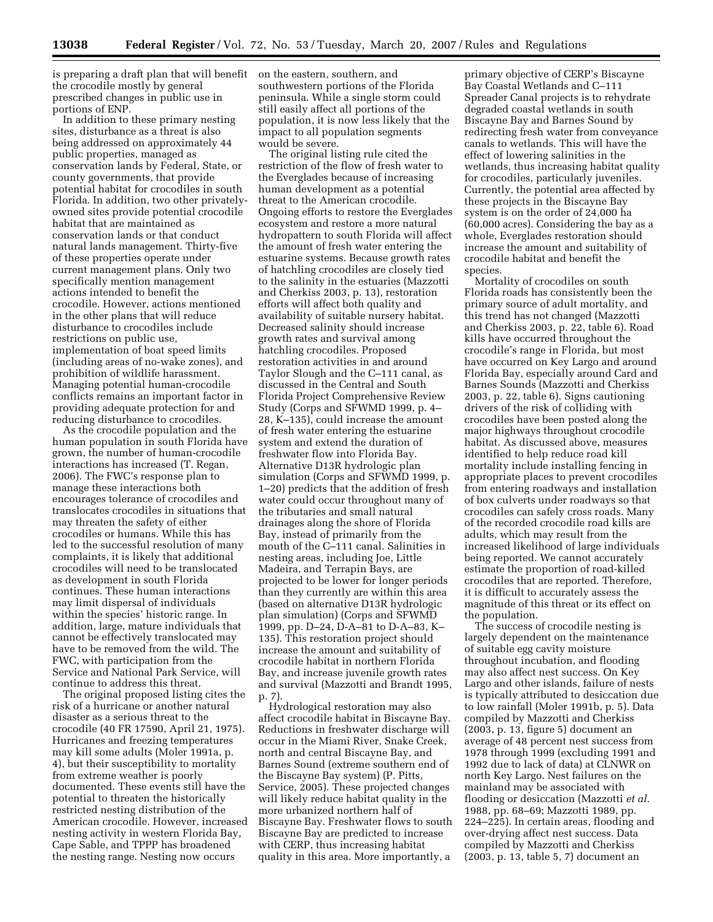is preparing a draft plan that will benefit the crocodile mostly by general prescribed changes in public use in portions of ENP.

In addition to these primary nesting sites, disturbance as a threat is also being addressed on approximately 44 public properties, managed as conservation lands by Federal, State, or county governments, that provide potential habitat for crocodiles in south Florida. In addition, two other privately-owned sites provide potential crocodile habitat that are maintained as conservation lands or that conduct natural lands management. Thirty-five of these properties operate under current management plans. Only two specifically mention management actions intended to benefit the crocodile. However, actions mentioned in the other plans that will reduce disturbance to crocodiles include restrictions on public use, implementation of boat speed limits (including areas of no-wake zones), and prohibition of wildlife harassment. Managing potential human-crocodile conflicts remains an important factor in providing adequate protection for and reducing disturbance to crocodiles.

As the crocodile population and the human population in south Florida have grown, the number of human-crocodile interactions has increased (T. Regan, 2006). The FWC's response plan to manage these interactions both encourages tolerance of crocodiles and translocates crocodiles in situations that may threaten the safety of either crocodiles or humans. While this has led to the successful resolution of many complaints, it is likely that additional crocodiles will need to be translocated as development in south Florida continues. These human interactions may limit dispersal of individuals within the species' historic range. In addition, large, mature individuals that cannot be effectively translocated may have to be removed from the wild. The FWC, with participation from the Service and National Park Service, will continue to address this threat.

The original proposed listing cites the risk of a hurricane or another natural disaster as a serious threat to the crocodile (40 FR 17590, April 21, 1975). Hurricanes and freezing temperatures may kill some adults (Moler 1991a, p. 4), but their susceptibility to mortality from extreme weather is poorly documented. These events still have the potential to threaten the historically restricted nesting distribution of the American crocodile. However, increased nesting activity in western Florida Bay, Cape Sable, and TPPP has broadened the nesting range. Nesting now occurs on the eastern, southern, and southwestern portions of the Florida peninsula. While a single storm could still easily affect all portions of the population, it is now less likely that the impact to all population segments would be severe.

The original listing rule cited the restriction of the flow of fresh water to the Everglades because of increasing human development as a potential threat to the American crocodile. Ongoing efforts to restore the Everglades ecosystem and restore a more natural hydropattern to south Florida will affect the amount of fresh water entering the estuarine systems. Because growth rates of hatchling crocodiles are closely tied to the salinity in the estuaries (Mazzotti and Cherkiss 2003, p. 13), restoration efforts will affect both quality and availability of suitable nursery habitat. Decreased salinity should increase growth rates and survival among hatchling crocodiles. Proposed restoration activities in and around Taylor Slough and the C–111 canal, as discussed in the Central and South Florida Project Comprehensive Review Study (Corps and SFWMD 1999, p. 4–28, K–135), could increase the amount of fresh water entering the estuarine system and extend the duration of freshwater flow into Florida Bay. Alternative D13R hydrologic plan simulation (Corps and SFWMD 1999, p. 1–20) predicts that the addition of fresh water could occur throughout many of the tributaries and small natural drainages along the shore of Florida Bay, instead of primarily from the mouth of the C–111 canal. Salinities in nesting areas, including Joe, Little Madeira, and Terrapin Bays, are projected to be lower for longer periods than they currently are within this area (based on alternative D13R hydrologic plan simulation) (Corps and SFWMD 1999, pp. D–24, D-A–81 to D-A–83, K–135). This restoration project should increase the amount and suitability of crocodile habitat in northern Florida Bay, and increase juvenile growth rates and survival (Mazzotti and Brandt 1995, p. 7).

Hydrological restoration may also affect crocodile habitat in Biscayne Bay. Reductions in freshwater discharge will occur in the Miami River, Snake Creek, north and central Biscayne Bay, and Barnes Sound (extreme southern end of the Biscayne Bay system) (P. Pitts, Service, 2005). These projected changes will likely reduce habitat quality in the more urbanized northern half of Biscayne Bay. Freshwater flows to south Biscayne Bay are predicted to increase with CERP, thus increasing habitat quality in this area. More importantly, a primary objective of CERP's Biscayne Bay Coastal Wetlands and C–111 Spreader Canal projects is to rehydrate degraded coastal wetlands in south Biscayne Bay and Barnes Sound by redirecting fresh water from conveyance canals to wetlands. This will have the effect of lowering salinities in the wetlands, thus increasing habitat quality for crocodiles, particularly juveniles. Currently, the potential area affected by these projects in the Biscayne Bay system is on the order of 24,000 ha (60,000 acres). Considering the bay as a whole, Everglades restoration should increase the amount and suitability of crocodile habitat and benefit the species.

Mortality of crocodiles on south Florida roads has consistently been the primary source of adult mortality, and this trend has not changed (Mazzotti and Cherkiss 2003, p. 22, table 6). Road kills have occurred throughout the crocodile's range in Florida, but most have occurred on Key Largo and around Florida Bay, especially around Card and Barnes Sounds (Mazzotti and Cherkiss 2003, p. 22, table 6). Signs cautioning drivers of the risk of colliding with crocodiles have been posted along the major highways throughout crocodile habitat. As discussed above, measures identified to help reduce road kill mortality include installing fencing in appropriate places to prevent crocodiles from entering roadways and installation of box culverts under roadways so that crocodiles can safely cross roads. Many of the recorded crocodile road kills are adults, which may result from the increased likelihood of large individuals being reported. We cannot accurately estimate the proportion of road-killed crocodiles that are reported. Therefore, it is difficult to accurately assess the magnitude of this threat or its effect on the population.

The success of crocodile nesting is largely dependent on the maintenance of suitable egg cavity moisture throughout incubation, and flooding may also affect nest success. On Key Largo and other islands, failure of nests is typically attributed to desiccation due to low rainfall (Moler 1991b, p. 5). Data compiled by Mazzotti and Cherkiss (2003, p. 13, figure 5) document an average of 48 percent nest success from 1978 through 1999 (excluding 1991 and 1992 due to lack of data) at CLNWR on north Key Largo. Nest failures on the mainland may be associated with flooding or desiccation (Mazzotti *et al.* 1988, pp. 68–69; Mazzotti 1989, pp. 224–225). In certain areas, flooding and over-drying affect nest success. Data compiled by Mazzotti and Cherkiss (2003, p. 13, table 5, 7) document an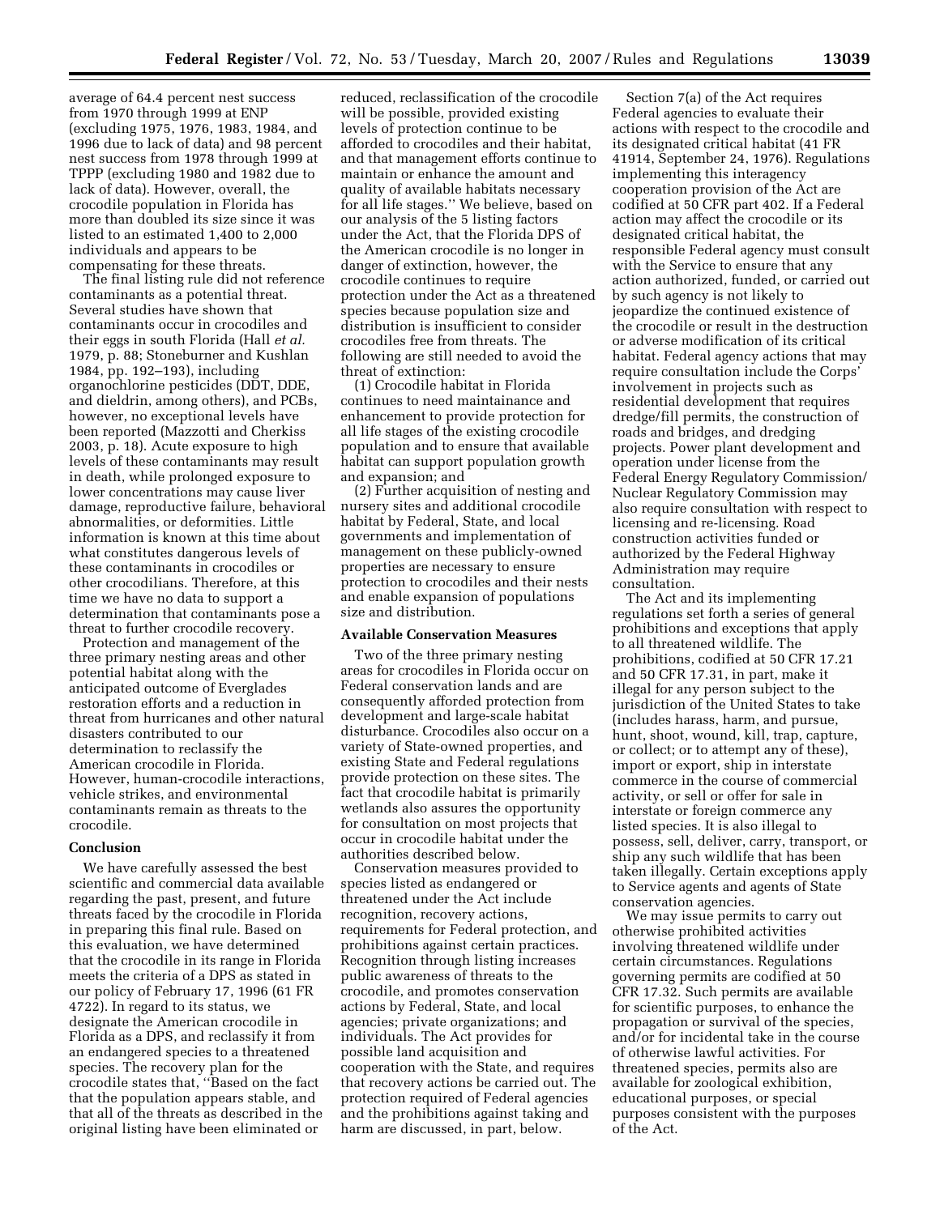average of 64.4 percent nest success from 1970 through 1999 at ENP (excluding 1975, 1976, 1983, 1984, and 1996 due to lack of data) and 98 percent nest success from 1978 through 1999 at TPPP (excluding 1980 and 1982 due to lack of data). However, overall, the crocodile population in Florida has more than doubled its size since it was listed to an estimated 1,400 to 2,000 individuals and appears to be compensating for these threats.

The final listing rule did not reference contaminants as a potential threat. Several studies have shown that contaminants occur in crocodiles and their eggs in south Florida (Hall *et al.* 1979, p. 88; Stoneburner and Kushlan 1984, pp. 192–193), including organochlorine pesticides (DDT, DDE, and dieldrin, among others), and PCBs, however, no exceptional levels have been reported (Mazzotti and Cherkiss 2003, p. 18). Acute exposure to high levels of these contaminants may result in death, while prolonged exposure to lower concentrations may cause liver damage, reproductive failure, behavioral abnormalities, or deformities. Little information is known at this time about what constitutes dangerous levels of these contaminants in crocodiles or other crocodilians. Therefore, at this time we have no data to support a determination that contaminants pose a threat to further crocodile recovery.

Protection and management of the three primary nesting areas and other potential habitat along with the anticipated outcome of Everglades restoration efforts and a reduction in threat from hurricanes and other natural disasters contributed to our determination to reclassify the American crocodile in Florida. However, human-crocodile interactions, vehicle strikes, and environmental contaminants remain as threats to the crocodile.

**Conclusion**

We have carefully assessed the best scientific and commercial data available regarding the past, present, and future threats faced by the crocodile in Florida in preparing this final rule. Based on this evaluation, we have determined that the crocodile in its range in Florida meets the criteria of a DPS as stated in our policy of February 17, 1996 (61 FR 4722). In regard to its status, we designate the American crocodile in Florida as a DPS, and reclassify it from an endangered species to a threatened species. The recovery plan for the crocodile states that, ''Based on the fact that the population appears stable, and that all of the threats as described in the original listing have been eliminated or reduced, reclassification of the crocodile will be possible, provided existing levels of protection continue to be afforded to crocodiles and their habitat, and that management efforts continue to maintain or enhance the amount and quality of available habitats necessary for all life stages.'' We believe, based on our analysis of the 5 listing factors under the Act, that the Florida DPS of the American crocodile is no longer in danger of extinction, however, the crocodile continues to require protection under the Act as a threatened species because population size and distribution is insufficient to consider crocodiles free from threats. The following are still needed to avoid the threat of extinction:

(1) Crocodile habitat in Florida continues to need maintainance and enhancement to provide protection for all life stages of the existing crocodile population and to ensure that available habitat can support population growth and expansion; and

(2) Further acquisition of nesting and nursery sites and additional crocodile habitat by Federal, State, and local governments and implementation of management on these publicly-owned properties are necessary to ensure protection to crocodiles and their nests and enable expansion of populations size and distribution.

**Available Conservation Measures**

Two of the three primary nesting areas for crocodiles in Florida occur on Federal conservation lands and are consequently afforded protection from development and large-scale habitat disturbance. Crocodiles also occur on a variety of State-owned properties, and existing State and Federal regulations provide protection on these sites. The fact that crocodile habitat is primarily wetlands also assures the opportunity for consultation on most projects that occur in crocodile habitat under the authorities described below.

Conservation measures provided to species listed as endangered or threatened under the Act include recognition, recovery actions, requirements for Federal protection, and prohibitions against certain practices. Recognition through listing increases public awareness of threats to the crocodile, and promotes conservation actions by Federal, State, and local agencies; private organizations; and individuals. The Act provides for possible land acquisition and cooperation with the State, and requires that recovery actions be carried out. The protection required of Federal agencies and the prohibitions against taking and harm are discussed, in part, below.

Section 7(a) of the Act requires Federal agencies to evaluate their actions with respect to the crocodile and its designated critical habitat (41 FR 41914, September 24, 1976). Regulations implementing this interagency cooperation provision of the Act are codified at 50 CFR part 402. If a Federal action may affect the crocodile or its designated critical habitat, the responsible Federal agency must consult with the Service to ensure that any action authorized, funded, or carried out by such agency is not likely to jeopardize the continued existence of the crocodile or result in the destruction or adverse modification of its critical habitat. Federal agency actions that may require consultation include the Corps' involvement in projects such as residential development that requires dredge/fill permits, the construction of roads and bridges, and dredging projects. Power plant development and operation under license from the Federal Energy Regulatory Commission/Nuclear Regulatory Commission may also require consultation with respect to licensing and re-licensing. Road construction activities funded or authorized by the Federal Highway Administration may require consultation.

The Act and its implementing regulations set forth a series of general prohibitions and exceptions that apply to all threatened wildlife. The prohibitions, codified at 50 CFR 17.21 and 50 CFR 17.31, in part, make it illegal for any person subject to the jurisdiction of the United States to take (includes harass, harm, and pursue, hunt, shoot, wound, kill, trap, capture, or collect; or to attempt any of these), import or export, ship in interstate commerce in the course of commercial activity, or sell or offer for sale in interstate or foreign commerce any listed species. It is also illegal to possess, sell, deliver, carry, transport, or ship any such wildlife that has been taken illegally. Certain exceptions apply to Service agents and agents of State conservation agencies.

We may issue permits to carry out otherwise prohibited activities involving threatened wildlife under certain circumstances. Regulations governing permits are codified at 50 CFR 17.32. Such permits are available for scientific purposes, to enhance the propagation or survival of the species, and/or for incidental take in the course of otherwise lawful activities. For threatened species, permits also are available for zoological exhibition, educational purposes, or special purposes consistent with the purposes of the Act.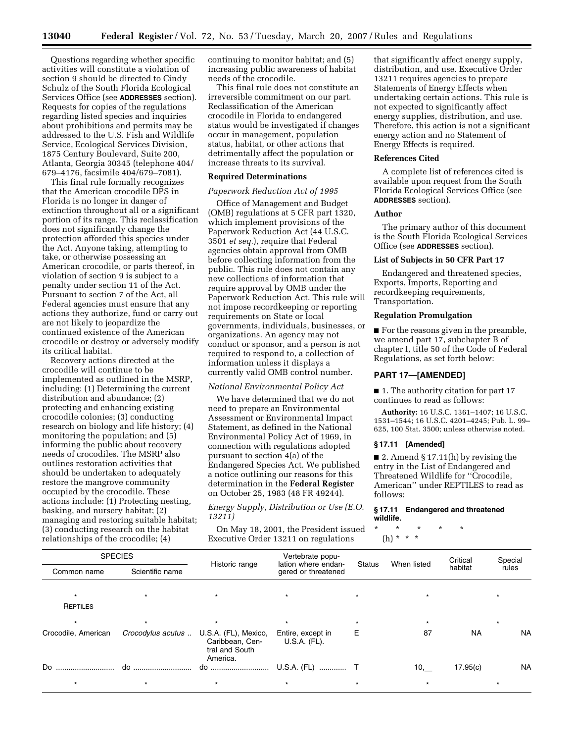Questions regarding whether specific activities will constitute a violation of section 9 should be directed to Cindy Schulz of the South Florida Ecological Services Office (see **ADDRESSES** section). Requests for copies of the regulations regarding listed species and inquiries about prohibitions and permits may be addressed to the U.S. Fish and Wildlife Service, Ecological Services Division, 1875 Century Boulevard, Suite 200, Atlanta, Georgia 30345 (telephone 404/679–4176, facsimile 404/679–7081).

This final rule formally recognizes that the American crocodile DPS in Florida is no longer in danger of extinction throughout all or a significant portion of its range. This reclassification does not significantly change the protection afforded this species under the Act. Anyone taking, attempting to take, or otherwise possessing an American crocodile, or parts thereof, in violation of section 9 is subject to a penalty under section 11 of the Act. Pursuant to section 7 of the Act, all Federal agencies must ensure that any actions they authorize, fund or carry out are not likely to jeopardize the continued existence of the American crocodile or destroy or adversely modify its critical habitat.

Recovery actions directed at the crocodile will continue to be implemented as outlined in the MSRP, including: (1) Determining the current distribution and abundance; (2) protecting and enhancing existing crocodile colonies; (3) conducting research on biology and life history; (4) monitoring the population; and (5) informing the public about recovery needs of crocodiles. The MSRP also outlines restoration activities that should be undertaken to adequately restore the mangrove community occupied by the crocodile. These actions include: (1) Protecting nesting, basking, and nursery habitat; (2) managing and restoring suitable habitat; (3) conducting research on the habitat relationships of the crocodile; (4) continuing to monitor habitat; and (5) increasing public awareness of habitat needs of the crocodile.

This final rule does not constitute an irreversible commitment on our part. Reclassification of the American crocodile in Florida to endangered status would be investigated if changes occur in management, population status, habitat, or other actions that detrimentally affect the population or increase threats to its survival.

### Required Determinations

*Paperwork Reduction Act of 1995*

Office of Management and Budget (OMB) regulations at 5 CFR part 1320, which implement provisions of the Paperwork Reduction Act (44 U.S.C. 3501 *et seq.*), require that Federal agencies obtain approval from OMB before collecting information from the public. This rule does not contain any new collections of information that require approval by OMB under the Paperwork Reduction Act. This rule will not impose recordkeeping or reporting requirements on State or local governments, individuals, businesses, or organizations. An agency may not conduct or sponsor, and a person is not required to respond to, a collection of information unless it displays a currently valid OMB control number.

*National Environmental Policy Act*

We have determined that we do not need to prepare an Environmental Assessment or Environmental Impact Statement, as defined in the National Environmental Policy Act of 1969, in connection with regulations adopted pursuant to section 4(a) of the Endangered Species Act. We published a notice outlining our reasons for this determination in the **Federal Register** on October 25, 1983 (48 FR 49244).

*Energy Supply, Distribution or Use (E.O. 13211)*

On May 18, 2001, the President issued Executive Order 13211 on regulations that significantly affect energy supply, distribution, and use. Executive Order 13211 requires agencies to prepare Statements of Energy Effects when undertaking certain actions. This rule is not expected to significantly affect energy supplies, distribution, and use. Therefore, this action is not a significant energy action and no Statement of Energy Effects is required.

### References Cited

A complete list of references cited is available upon request from the South Florida Ecological Services Office (see **ADDRESSES** section).

### Author

The primary author of this document is the South Florida Ecological Services Office (see **ADDRESSES** section).

### List of Subjects in 50 CFR Part 17

Endangered and threatened species, Exports, Imports, Reporting and recordkeeping requirements, Transportation.

### Regulation Promulgation

■ For the reasons given in the preamble, we amend part 17, subchapter B of chapter I, title 50 of the Code of Federal Regulations, as set forth below:

## PART 17—[AMENDED]

■ 1. The authority citation for part 17 continues to read as follows:

**Authority:** 16 U.S.C. 1361–1407; 16 U.S.C. 1531–1544; 16 U.S.C. 4201–4245; Pub. L. 99–625, 100 Stat. 3500; unless otherwise noted.

### § 17.11 [Amended]

■ 2. Amend § 17.11(h) by revising the entry in the List of Endangered and Threatened Wildlife for ''Crocodile, American'' under REPTILES to read as follows:

### § 17.11 Endangered and threatened wildlife.

\* \* \* \* \*

(h) \* \* \*

| SPECIES | | Historic range | Vertebrate population where endangered or threatened | Status | When listed | Critical habitat | Special rules |
|---|---|---|---|---|---|---|---|
| Common name | Scientific name | | | | | | |
| * | * | * | * | * | * | | * |
| REPTILES | | | | | | | |
| * | * | * | * | * | * | | * |
| Crocodile, American | *Crocodylus acutus* .. | U.S.A. (FL), Mexico, Caribbean, Central and South America. | Entire, except in U.S.A. (FL). | E | 87 | NA | NA |
| Do ........................... | do ........................... | do ........................... | U.S.A. (FL) ............ | T | 10, __ | 17.95(c) | NA |
| * | * | * | * | * | * | | * |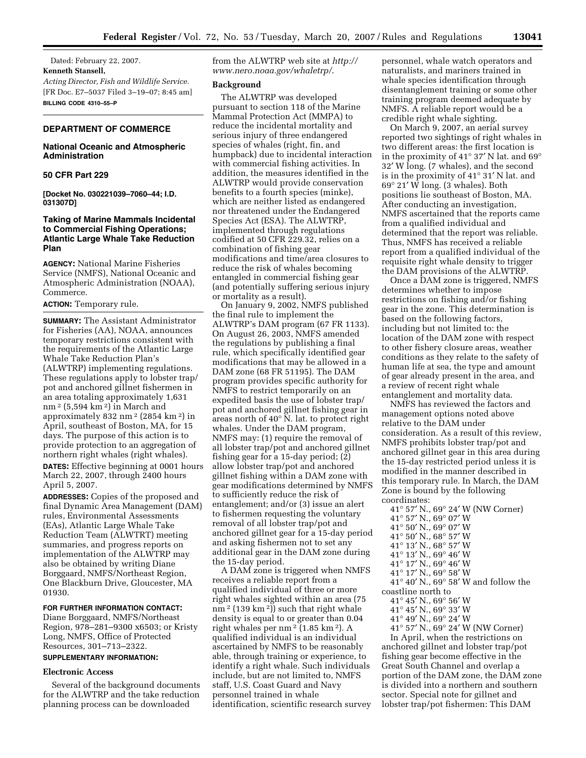Dated: February 22, 2007.

**Kenneth Stansell,**

*Acting Director, Fish and Wildlife Service.*

[FR Doc. E7–5037 Filed 3–19–07; 8:45 am]

**BILLING CODE 4310–55–P**

## DEPARTMENT OF COMMERCE

### National Oceanic and Atmospheric Administration

### 50 CFR Part 229

**[Docket No. 030221039–7060–44; I.D. 031307D]**

### Taking of Marine Mammals Incidental to Commercial Fishing Operations; Atlantic Large Whale Take Reduction Plan

**AGENCY:** National Marine Fisheries Service (NMFS), National Oceanic and Atmospheric Administration (NOAA), Commerce.

**ACTION:** Temporary rule.

**SUMMARY:** The Assistant Administrator for Fisheries (AA), NOAA, announces temporary restrictions consistent with the requirements of the Atlantic Large Whale Take Reduction Plan's (ALWTRP) implementing regulations. These regulations apply to lobster trap/pot and anchored gillnet fishermen in an area totaling approximately 1,631 nm$^2$ (5,594 km$^2$) in March and approximately 832 nm$^2$ (2854 km$^2$) in April, southeast of Boston, MA, for 15 days. The purpose of this action is to provide protection to an aggregation of northern right whales (right whales).

**DATES:** Effective beginning at 0001 hours March 22, 2007, through 2400 hours April 5, 2007.

**ADDRESSES:** Copies of the proposed and final Dynamic Area Management (DAM) rules, Environmental Assessments (EAs), Atlantic Large Whale Take Reduction Team (ALWTRT) meeting summaries, and progress reports on implementation of the ALWTRP may also be obtained by writing Diane Borggaard, NMFS/Northeast Region, One Blackburn Drive, Gloucester, MA 01930.

**FOR FURTHER INFORMATION CONTACT:** Diane Borggaard, NMFS/Northeast Region, 978–281–9300 x6503; or Kristy Long, NMFS, Office of Protected Resources, 301–713–2322.

**SUPPLEMENTARY INFORMATION:**

**Electronic Access**

Several of the background documents for the ALWTRP and the take reduction planning process can be downloaded from the ALWTRP web site at *http://www.nero.noaa.gov/whaletrp/*.

**Background**

The ALWTRP was developed pursuant to section 118 of the Marine Mammal Protection Act (MMPA) to reduce the incidental mortality and serious injury of three endangered species of whales (right, fin, and humpback) due to incidental interaction with commercial fishing activities. In addition, the measures identified in the ALWTRP would provide conservation benefits to a fourth species (minke), which are neither listed as endangered nor threatened under the Endangered Species Act (ESA). The ALWTRP, implemented through regulations codified at 50 CFR 229.32, relies on a combination of fishing gear modifications and time/area closures to reduce the risk of whales becoming entangled in commercial fishing gear (and potentially suffering serious injury or mortality as a result).

On January 9, 2002, NMFS published the final rule to implement the ALWTRP's DAM program (67 FR 1133). On August 26, 2003, NMFS amended the regulations by publishing a final rule, which specifically identified gear modifications that may be allowed in a DAM zone (68 FR 51195). The DAM program provides specific authority for NMFS to restrict temporarily on an expedited basis the use of lobster trap/pot and anchored gillnet fishing gear in areas north of 40° N. lat. to protect right whales. Under the DAM program, NMFS may: (1) require the removal of all lobster trap/pot and anchored gillnet fishing gear for a 15-day period; (2) allow lobster trap/pot and anchored gillnet fishing within a DAM zone with gear modifications determined by NMFS to sufficiently reduce the risk of entanglement; and/or (3) issue an alert to fishermen requesting the voluntary removal of all lobster trap/pot and anchored gillnet gear for a 15-day period and asking fishermen not to set any additional gear in the DAM zone during the 15-day period.

A DAM zone is triggered when NMFS receives a reliable report from a qualified individual of three or more right whales sighted within an area (75 nm$^2$ (139 km$^2$)) such that right whale density is equal to or greater than 0.04 right whales per nm$^2$ (1.85 km$^2$). A qualified individual is an individual ascertained by NMFS to be reasonably able, through training or experience, to identify a right whale. Such individuals include, but are not limited to, NMFS staff, U.S. Coast Guard and Navy personnel trained in whale identification, scientific research survey personnel, whale watch operators and naturalists, and mariners trained in whale species identification through disentanglement training or some other training program deemed adequate by NMFS. A reliable report would be a credible right whale sighting.

On March 9, 2007, an aerial survey reported two sightings of right whales in two different areas: the first location is in the proximity of 41° 37′ N lat. and 69° 32′ W long. (7 whales), and the second is in the proximity of 41° 31′ N lat. and 69° 21′ W long. (3 whales). Both positions lie southeast of Boston, MA. After conducting an investigation, NMFS ascertained that the reports came from a qualified individual and determined that the report was reliable. Thus, NMFS has received a reliable report from a qualified individual of the requisite right whale density to trigger the DAM provisions of the ALWTRP.

Once a DAM zone is triggered, NMFS determines whether to impose restrictions on fishing and/or fishing gear in the zone. This determination is based on the following factors, including but not limited to: the location of the DAM zone with respect to other fishery closure areas, weather conditions as they relate to the safety of human life at sea, the type and amount of gear already present in the area, and a review of recent right whale entanglement and mortality data.

NMFS has reviewed the factors and management options noted above relative to the DAM under consideration. As a result of this review, NMFS prohibits lobster trap/pot and anchored gillnet gear in this area during the 15-day restricted period unless it is modified in the manner described in this temporary rule. In March, the DAM Zone is bound by the following coordinates:

41° 57′ N., 69° 24′ W (NW Corner)
41° 57′ N., 69° 07′ W
41° 50′ N., 69° 07′ W
41° 50′ N., 68° 57′ W
41° 13′ N., 68° 57′ W
41° 13′ N., 69° 46′ W
41° 17′ N., 69° 46′ W
41° 17′ N., 69° 58′ W
41° 40′ N., 69° 58′ W and follow the coastline north to
41° 45′ N., 69° 56′ W
41° 45′ N., 69° 33′ W
41° 49′ N., 69° 24′ W
41° 57′ N., 69° 24′ W (NW Corner)

In April, when the restrictions on anchored gillnet and lobster trap/pot fishing gear become effective in the Great South Channel and overlap a portion of the DAM zone, the DAM zone is divided into a northern and southern sector. Special note for gillnet and lobster trap/pot fishermen: This DAM